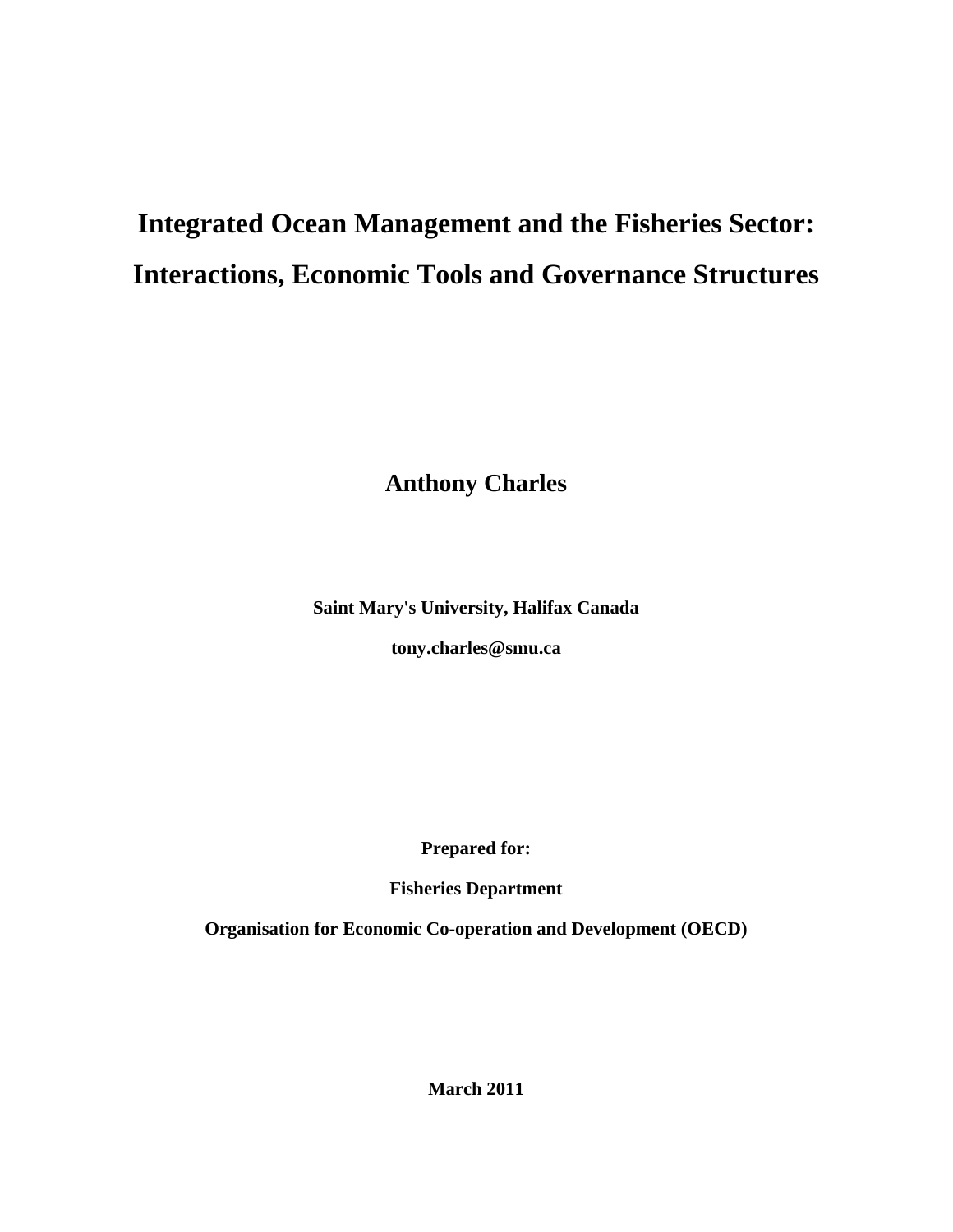# Integrated Ocean Management and the Fisheries Sector: Interactions, Economic Tools and Governance Structures

**Anthony Charles**

**Saint Mary's University, Halifax Canada**

**tony.charles@smu.ca**

**Prepared for:**

**Fisheries Department**

**Organisation for Economic Co-operation and Development (OECD)**

**March 2011**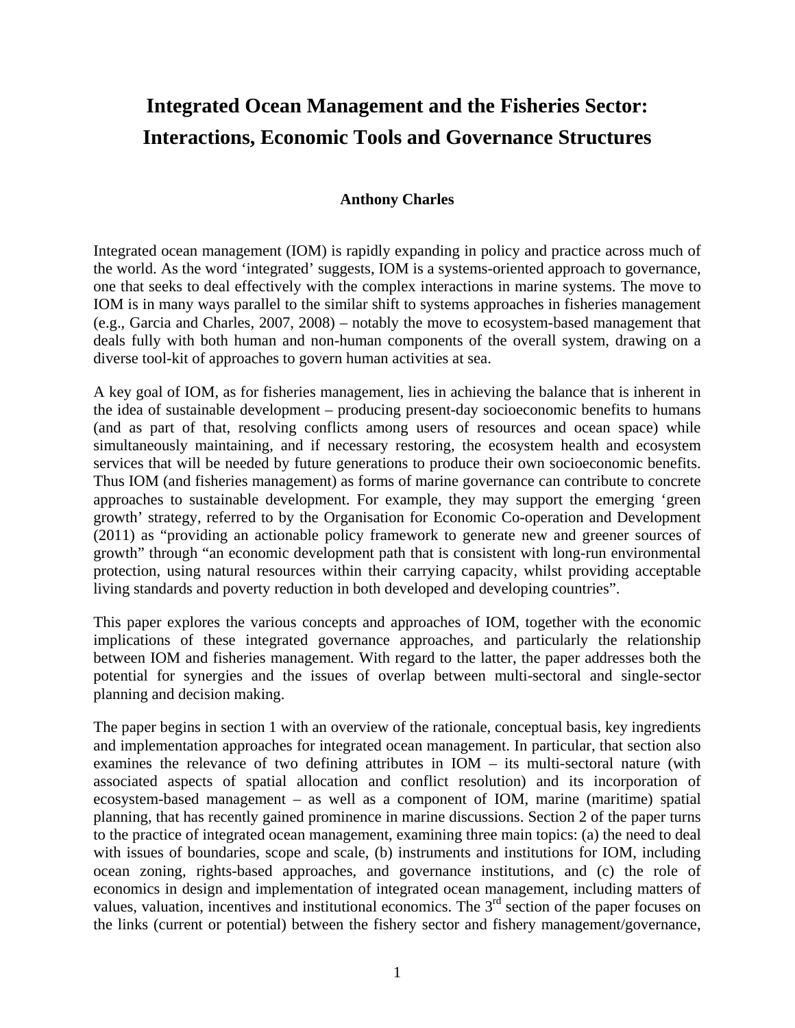# Integrated Ocean Management and the Fisheries Sector: Interactions, Economic Tools and Governance Structures

**Anthony Charles**

Integrated ocean management (IOM) is rapidly expanding in policy and practice across much of the world. As the word 'integrated' suggests, IOM is a systems-oriented approach to governance, one that seeks to deal effectively with the complex interactions in marine systems. The move to IOM is in many ways parallel to the similar shift to systems approaches in fisheries management (e.g., Garcia and Charles, 2007, 2008) – notably the move to ecosystem-based management that deals fully with both human and non-human components of the overall system, drawing on a diverse tool-kit of approaches to govern human activities at sea.

A key goal of IOM, as for fisheries management, lies in achieving the balance that is inherent in the idea of sustainable development – producing present-day socioeconomic benefits to humans (and as part of that, resolving conflicts among users of resources and ocean space) while simultaneously maintaining, and if necessary restoring, the ecosystem health and ecosystem services that will be needed by future generations to produce their own socioeconomic benefits. Thus IOM (and fisheries management) as forms of marine governance can contribute to concrete approaches to sustainable development. For example, they may support the emerging 'green growth' strategy, referred to by the Organisation for Economic Co-operation and Development (2011) as "providing an actionable policy framework to generate new and greener sources of growth" through "an economic development path that is consistent with long-run environmental protection, using natural resources within their carrying capacity, whilst providing acceptable living standards and poverty reduction in both developed and developing countries".

This paper explores the various concepts and approaches of IOM, together with the economic implications of these integrated governance approaches, and particularly the relationship between IOM and fisheries management. With regard to the latter, the paper addresses both the potential for synergies and the issues of overlap between multi-sectoral and single-sector planning and decision making.

The paper begins in section 1 with an overview of the rationale, conceptual basis, key ingredients and implementation approaches for integrated ocean management. In particular, that section also examines the relevance of two defining attributes in IOM – its multi-sectoral nature (with associated aspects of spatial allocation and conflict resolution) and its incorporation of ecosystem-based management – as well as a component of IOM, marine (maritime) spatial planning, that has recently gained prominence in marine discussions. Section 2 of the paper turns to the practice of integrated ocean management, examining three main topics: (a) the need to deal with issues of boundaries, scope and scale, (b) instruments and institutions for IOM, including ocean zoning, rights-based approaches, and governance institutions, and (c) the role of economics in design and implementation of integrated ocean management, including matters of values, valuation, incentives and institutional economics. The 3rd section of the paper focuses on the links (current or potential) between the fishery sector and fishery management/governance,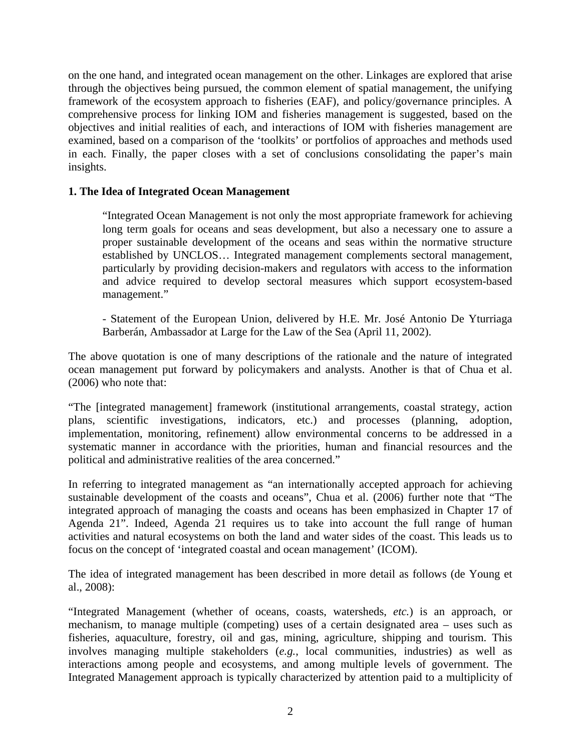on the one hand, and integrated ocean management on the other. Linkages are explored that arise through the objectives being pursued, the common element of spatial management, the unifying framework of the ecosystem approach to fisheries (EAF), and policy/governance principles. A comprehensive process for linking IOM and fisheries management is suggested, based on the objectives and initial realities of each, and interactions of IOM with fisheries management are examined, based on a comparison of the 'toolkits' or portfolios of approaches and methods used in each. Finally, the paper closes with a set of conclusions consolidating the paper's main insights.

## 1. The Idea of Integrated Ocean Management

> "Integrated Ocean Management is not only the most appropriate framework for achieving long term goals for oceans and seas development, but also a necessary one to assure a proper sustainable development of the oceans and seas within the normative structure established by UNCLOS… Integrated management complements sectoral management, particularly by providing decision-makers and regulators with access to the information and advice required to develop sectoral measures which support ecosystem-based management."
>
> - Statement of the European Union, delivered by H.E. Mr. José Antonio De Yturriaga Barberán, Ambassador at Large for the Law of the Sea (April 11, 2002).

The above quotation is one of many descriptions of the rationale and the nature of integrated ocean management put forward by policymakers and analysts. Another is that of Chua et al. (2006) who note that:

"The [integrated management] framework (institutional arrangements, coastal strategy, action plans, scientific investigations, indicators, etc.) and processes (planning, adoption, implementation, monitoring, refinement) allow environmental concerns to be addressed in a systematic manner in accordance with the priorities, human and financial resources and the political and administrative realities of the area concerned."

In referring to integrated management as "an internationally accepted approach for achieving sustainable development of the coasts and oceans", Chua et al. (2006) further note that "The integrated approach of managing the coasts and oceans has been emphasized in Chapter 17 of Agenda 21". Indeed, Agenda 21 requires us to take into account the full range of human activities and natural ecosystems on both the land and water sides of the coast. This leads us to focus on the concept of 'integrated coastal and ocean management' (ICOM).

The idea of integrated management has been described in more detail as follows (de Young et al., 2008):

"Integrated Management (whether of oceans, coasts, watersheds, *etc.*) is an approach, or mechanism, to manage multiple (competing) uses of a certain designated area – uses such as fisheries, aquaculture, forestry, oil and gas, mining, agriculture, shipping and tourism. This involves managing multiple stakeholders (*e.g.*, local communities, industries) as well as interactions among people and ecosystems, and among multiple levels of government. The Integrated Management approach is typically characterized by attention paid to a multiplicity of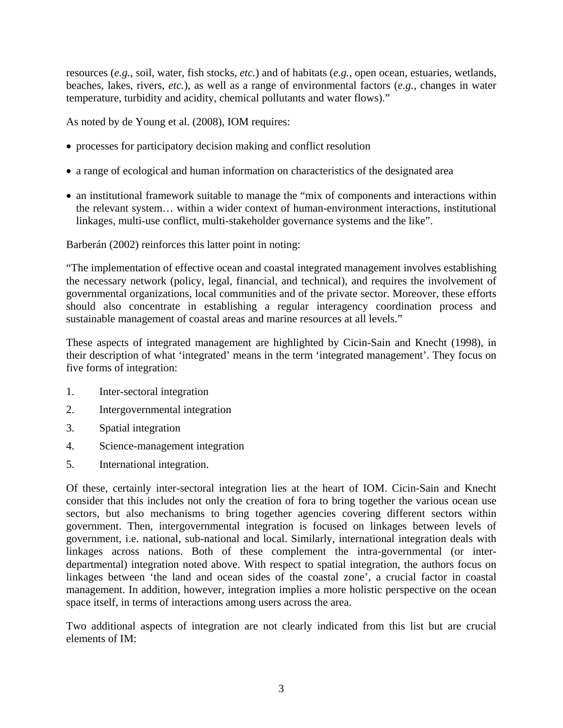resources (*e.g.*, soil, water, fish stocks, *etc.*) and of habitats (*e.g.*, open ocean, estuaries, wetlands, beaches, lakes, rivers, *etc.*), as well as a range of environmental factors (*e.g.*, changes in water temperature, turbidity and acidity, chemical pollutants and water flows)."

As noted by de Young et al. (2008), IOM requires:

- processes for participatory decision making and conflict resolution
- a range of ecological and human information on characteristics of the designated area
- an institutional framework suitable to manage the "mix of components and interactions within the relevant system… within a wider context of human-environment interactions, institutional linkages, multi-use conflict, multi-stakeholder governance systems and the like".

Barberán (2002) reinforces this latter point in noting:

"The implementation of effective ocean and coastal integrated management involves establishing the necessary network (policy, legal, financial, and technical), and requires the involvement of governmental organizations, local communities and of the private sector. Moreover, these efforts should also concentrate in establishing a regular interagency coordination process and sustainable management of coastal areas and marine resources at all levels."

These aspects of integrated management are highlighted by Cicin-Sain and Knecht (1998), in their description of what 'integrated' means in the term 'integrated management'. They focus on five forms of integration:

1. Inter-sectoral integration
2. Intergovernmental integration
3. Spatial integration
4. Science-management integration
5. International integration.

Of these, certainly inter-sectoral integration lies at the heart of IOM. Cicin-Sain and Knecht consider that this includes not only the creation of fora to bring together the various ocean use sectors, but also mechanisms to bring together agencies covering different sectors within government. Then, intergovernmental integration is focused on linkages between levels of government, i.e. national, sub-national and local. Similarly, international integration deals with linkages across nations. Both of these complement the intra-governmental (or inter-departmental) integration noted above. With respect to spatial integration, the authors focus on linkages between 'the land and ocean sides of the coastal zone', a crucial factor in coastal management. In addition, however, integration implies a more holistic perspective on the ocean space itself, in terms of interactions among users across the area.

Two additional aspects of integration are not clearly indicated from this list but are crucial elements of IM: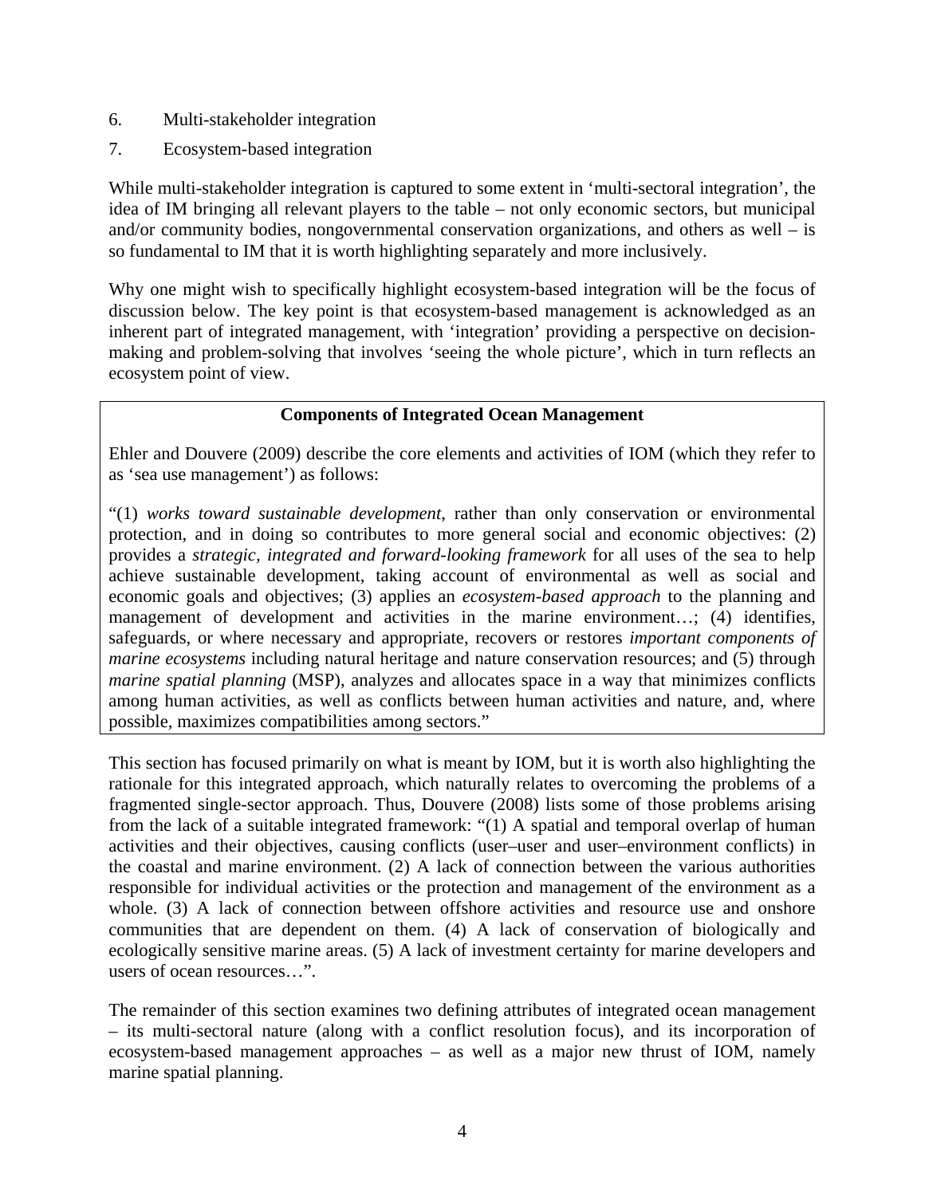6. Multi-stakeholder integration
7. Ecosystem-based integration

While multi-stakeholder integration is captured to some extent in 'multi-sectoral integration', the idea of IM bringing all relevant players to the table – not only economic sectors, but municipal and/or community bodies, nongovernmental conservation organizations, and others as well – is so fundamental to IM that it is worth highlighting separately and more inclusively.

Why one might wish to specifically highlight ecosystem-based integration will be the focus of discussion below. The key point is that ecosystem-based management is acknowledged as an inherent part of integrated management, with 'integration' providing a perspective on decision-making and problem-solving that involves 'seeing the whole picture', which in turn reflects an ecosystem point of view.

**Components of Integrated Ocean Management**

Ehler and Douvere (2009) describe the core elements and activities of IOM (which they refer to as 'sea use management') as follows:

"(1) *works toward sustainable development*, rather than only conservation or environmental protection, and in doing so contributes to more general social and economic objectives: (2) provides a *strategic, integrated and forward-looking framework* for all uses of the sea to help achieve sustainable development, taking account of environmental as well as social and economic goals and objectives; (3) applies an *ecosystem-based approach* to the planning and management of development and activities in the marine environment…; (4) identifies, safeguards, or where necessary and appropriate, recovers or restores *important components of marine ecosystems* including natural heritage and nature conservation resources; and (5) through *marine spatial planning* (MSP), analyzes and allocates space in a way that minimizes conflicts among human activities, as well as conflicts between human activities and nature, and, where possible, maximizes compatibilities among sectors."

This section has focused primarily on what is meant by IOM, but it is worth also highlighting the rationale for this integrated approach, which naturally relates to overcoming the problems of a fragmented single-sector approach. Thus, Douvere (2008) lists some of those problems arising from the lack of a suitable integrated framework: "(1) A spatial and temporal overlap of human activities and their objectives, causing conflicts (user–user and user–environment conflicts) in the coastal and marine environment. (2) A lack of connection between the various authorities responsible for individual activities or the protection and management of the environment as a whole. (3) A lack of connection between offshore activities and resource use and onshore communities that are dependent on them. (4) A lack of conservation of biologically and ecologically sensitive marine areas. (5) A lack of investment certainty for marine developers and users of ocean resources…".

The remainder of this section examines two defining attributes of integrated ocean management – its multi-sectoral nature (along with a conflict resolution focus), and its incorporation of ecosystem-based management approaches – as well as a major new thrust of IOM, namely marine spatial planning.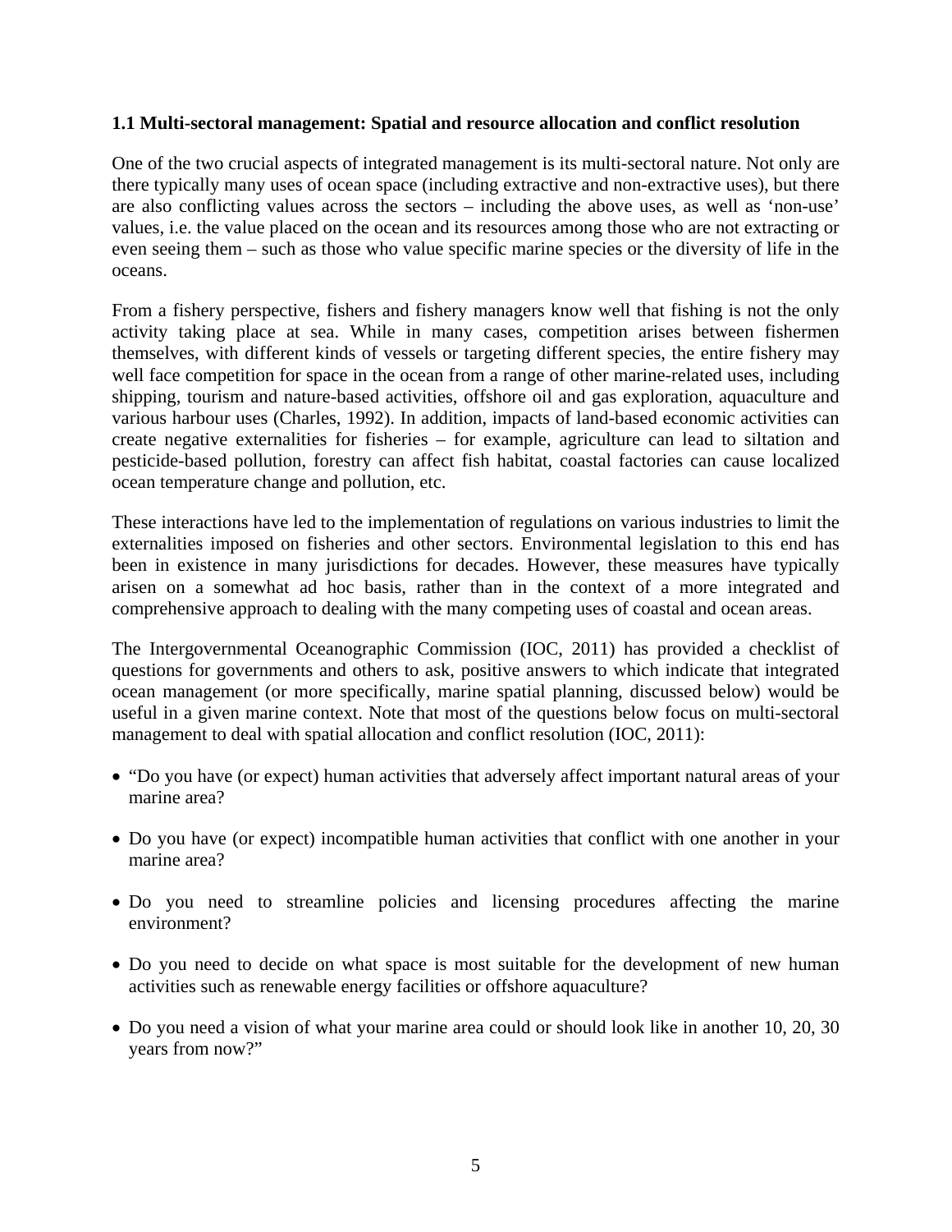### 1.1 Multi-sectoral management: Spatial and resource allocation and conflict resolution

One of the two crucial aspects of integrated management is its multi-sectoral nature. Not only are there typically many uses of ocean space (including extractive and non-extractive uses), but there are also conflicting values across the sectors – including the above uses, as well as 'non-use' values, i.e. the value placed on the ocean and its resources among those who are not extracting or even seeing them – such as those who value specific marine species or the diversity of life in the oceans.

From a fishery perspective, fishers and fishery managers know well that fishing is not the only activity taking place at sea. While in many cases, competition arises between fishermen themselves, with different kinds of vessels or targeting different species, the entire fishery may well face competition for space in the ocean from a range of other marine-related uses, including shipping, tourism and nature-based activities, offshore oil and gas exploration, aquaculture and various harbour uses (Charles, 1992). In addition, impacts of land-based economic activities can create negative externalities for fisheries – for example, agriculture can lead to siltation and pesticide-based pollution, forestry can affect fish habitat, coastal factories can cause localized ocean temperature change and pollution, etc.

These interactions have led to the implementation of regulations on various industries to limit the externalities imposed on fisheries and other sectors. Environmental legislation to this end has been in existence in many jurisdictions for decades. However, these measures have typically arisen on a somewhat ad hoc basis, rather than in the context of a more integrated and comprehensive approach to dealing with the many competing uses of coastal and ocean areas.

The Intergovernmental Oceanographic Commission (IOC, 2011) has provided a checklist of questions for governments and others to ask, positive answers to which indicate that integrated ocean management (or more specifically, marine spatial planning, discussed below) would be useful in a given marine context. Note that most of the questions below focus on multi-sectoral management to deal with spatial allocation and conflict resolution (IOC, 2011):

- "Do you have (or expect) human activities that adversely affect important natural areas of your marine area?
- Do you have (or expect) incompatible human activities that conflict with one another in your marine area?
- Do you need to streamline policies and licensing procedures affecting the marine environment?
- Do you need to decide on what space is most suitable for the development of new human activities such as renewable energy facilities or offshore aquaculture?
- Do you need a vision of what your marine area could or should look like in another 10, 20, 30 years from now?"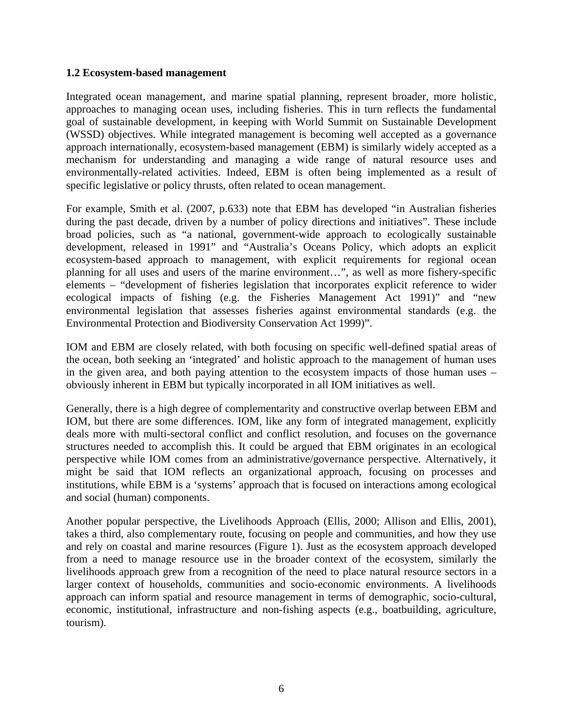### 1.2 Ecosystem-based management

Integrated ocean management, and marine spatial planning, represent broader, more holistic, approaches to managing ocean uses, including fisheries. This in turn reflects the fundamental goal of sustainable development, in keeping with World Summit on Sustainable Development (WSSD) objectives. While integrated management is becoming well accepted as a governance approach internationally, ecosystem-based management (EBM) is similarly widely accepted as a mechanism for understanding and managing a wide range of natural resource uses and environmentally-related activities. Indeed, EBM is often being implemented as a result of specific legislative or policy thrusts, often related to ocean management.

For example, Smith et al. (2007, p.633) note that EBM has developed "in Australian fisheries during the past decade, driven by a number of policy directions and initiatives". These include broad policies, such as "a national, government-wide approach to ecologically sustainable development, released in 1991" and "Australia's Oceans Policy, which adopts an explicit ecosystem-based approach to management, with explicit requirements for regional ocean planning for all uses and users of the marine environment…", as well as more fishery-specific elements – "development of fisheries legislation that incorporates explicit reference to wider ecological impacts of fishing (e.g. the Fisheries Management Act 1991)" and "new environmental legislation that assesses fisheries against environmental standards (e.g. the Environmental Protection and Biodiversity Conservation Act 1999)".

IOM and EBM are closely related, with both focusing on specific well-defined spatial areas of the ocean, both seeking an 'integrated' and holistic approach to the management of human uses in the given area, and both paying attention to the ecosystem impacts of those human uses – obviously inherent in EBM but typically incorporated in all IOM initiatives as well.

Generally, there is a high degree of complementarity and constructive overlap between EBM and IOM, but there are some differences. IOM, like any form of integrated management, explicitly deals more with multi-sectoral conflict and conflict resolution, and focuses on the governance structures needed to accomplish this. It could be argued that EBM originates in an ecological perspective while IOM comes from an administrative/governance perspective. Alternatively, it might be said that IOM reflects an organizational approach, focusing on processes and institutions, while EBM is a 'systems' approach that is focused on interactions among ecological and social (human) components.

Another popular perspective, the Livelihoods Approach (Ellis, 2000; Allison and Ellis, 2001), takes a third, also complementary route, focusing on people and communities, and how they use and rely on coastal and marine resources (Figure 1). Just as the ecosystem approach developed from a need to manage resource use in the broader context of the ecosystem, similarly the livelihoods approach grew from a recognition of the need to place natural resource sectors in a larger context of households, communities and socio-economic environments. A livelihoods approach can inform spatial and resource management in terms of demographic, socio-cultural, economic, institutional, infrastructure and non-fishing aspects (e.g., boatbuilding, agriculture, tourism).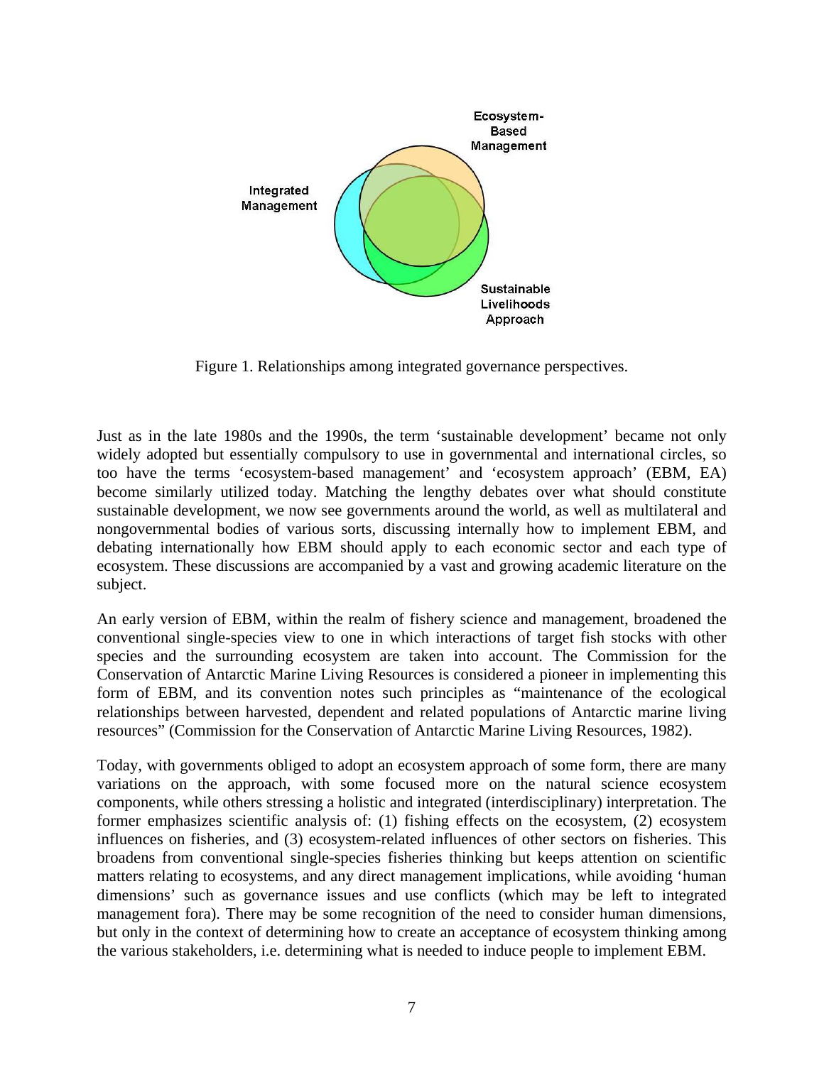Figure 1. Relationships among integrated governance perspectives.

Just as in the late 1980s and the 1990s, the term 'sustainable development' became not only widely adopted but essentially compulsory to use in governmental and international circles, so too have the terms 'ecosystem-based management' and 'ecosystem approach' (EBM, EA) become similarly utilized today. Matching the lengthy debates over what should constitute sustainable development, we now see governments around the world, as well as multilateral and nongovernmental bodies of various sorts, discussing internally how to implement EBM, and debating internationally how EBM should apply to each economic sector and each type of ecosystem. These discussions are accompanied by a vast and growing academic literature on the subject.

An early version of EBM, within the realm of fishery science and management, broadened the conventional single-species view to one in which interactions of target fish stocks with other species and the surrounding ecosystem are taken into account. The Commission for the Conservation of Antarctic Marine Living Resources is considered a pioneer in implementing this form of EBM, and its convention notes such principles as "maintenance of the ecological relationships between harvested, dependent and related populations of Antarctic marine living resources" (Commission for the Conservation of Antarctic Marine Living Resources, 1982).

Today, with governments obliged to adopt an ecosystem approach of some form, there are many variations on the approach, with some focused more on the natural science ecosystem components, while others stressing a holistic and integrated (interdisciplinary) interpretation. The former emphasizes scientific analysis of: (1) fishing effects on the ecosystem, (2) ecosystem influences on fisheries, and (3) ecosystem-related influences of other sectors on fisheries. This broadens from conventional single-species fisheries thinking but keeps attention on scientific matters relating to ecosystems, and any direct management implications, while avoiding 'human dimensions' such as governance issues and use conflicts (which may be left to integrated management fora). There may be some recognition of the need to consider human dimensions, but only in the context of determining how to create an acceptance of ecosystem thinking among the various stakeholders, i.e. determining what is needed to induce people to implement EBM.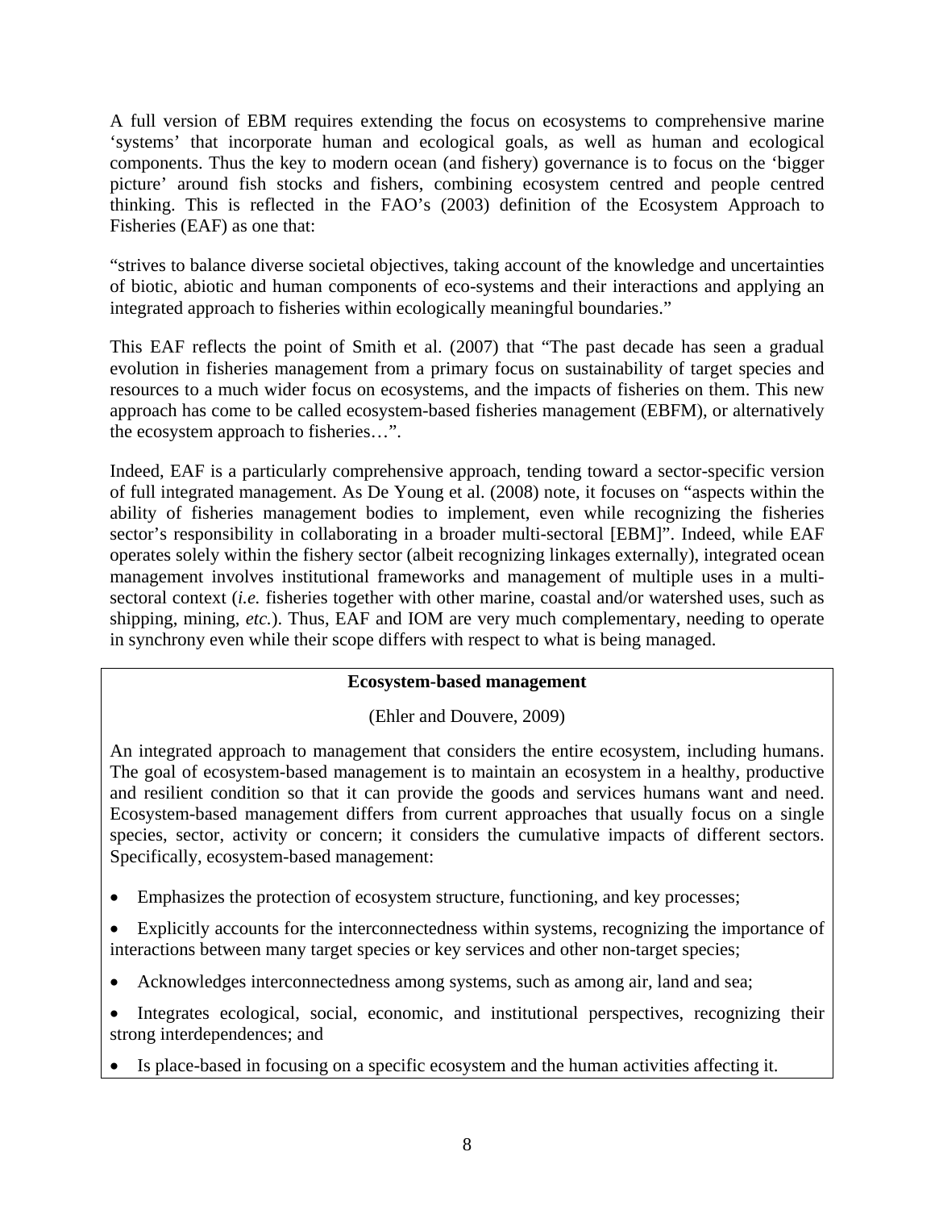A full version of EBM requires extending the focus on ecosystems to comprehensive marine 'systems' that incorporate human and ecological goals, as well as human and ecological components. Thus the key to modern ocean (and fishery) governance is to focus on the 'bigger picture' around fish stocks and fishers, combining ecosystem centred and people centred thinking. This is reflected in the FAO's (2003) definition of the Ecosystem Approach to Fisheries (EAF) as one that:

"strives to balance diverse societal objectives, taking account of the knowledge and uncertainties of biotic, abiotic and human components of eco-systems and their interactions and applying an integrated approach to fisheries within ecologically meaningful boundaries."

This EAF reflects the point of Smith et al. (2007) that "The past decade has seen a gradual evolution in fisheries management from a primary focus on sustainability of target species and resources to a much wider focus on ecosystems, and the impacts of fisheries on them. This new approach has come to be called ecosystem-based fisheries management (EBFM), or alternatively the ecosystem approach to fisheries…".

Indeed, EAF is a particularly comprehensive approach, tending toward a sector-specific version of full integrated management. As De Young et al. (2008) note, it focuses on "aspects within the ability of fisheries management bodies to implement, even while recognizing the fisheries sector's responsibility in collaborating in a broader multi-sectoral [EBM]". Indeed, while EAF operates solely within the fishery sector (albeit recognizing linkages externally), integrated ocean management involves institutional frameworks and management of multiple uses in a multi-sectoral context (*i.e.* fisheries together with other marine, coastal and/or watershed uses, such as shipping, mining, *etc.*). Thus, EAF and IOM are very much complementary, needing to operate in synchrony even while their scope differs with respect to what is being managed.

**Ecosystem-based management**

(Ehler and Douvere, 2009)

An integrated approach to management that considers the entire ecosystem, including humans. The goal of ecosystem-based management is to maintain an ecosystem in a healthy, productive and resilient condition so that it can provide the goods and services humans want and need. Ecosystem-based management differs from current approaches that usually focus on a single species, sector, activity or concern; it considers the cumulative impacts of different sectors. Specifically, ecosystem-based management:

- Emphasizes the protection of ecosystem structure, functioning, and key processes;
- Explicitly accounts for the interconnectedness within systems, recognizing the importance of interactions between many target species or key services and other non-target species;
- Acknowledges interconnectedness among systems, such as among air, land and sea;
- Integrates ecological, social, economic, and institutional perspectives, recognizing their strong interdependences; and
- Is place-based in focusing on a specific ecosystem and the human activities affecting it.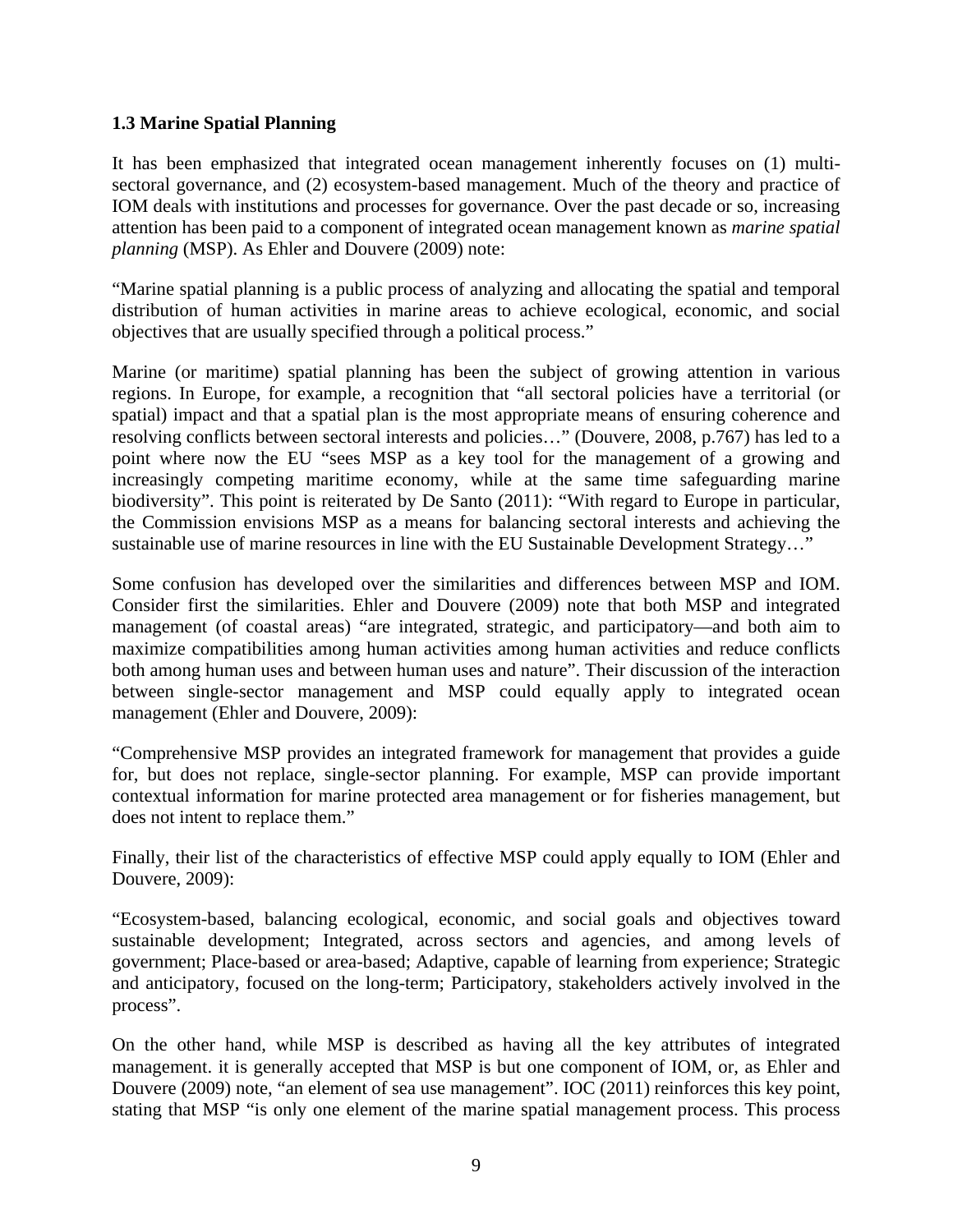### 1.3 Marine Spatial Planning

It has been emphasized that integrated ocean management inherently focuses on (1) multi-sectoral governance, and (2) ecosystem-based management. Much of the theory and practice of IOM deals with institutions and processes for governance. Over the past decade or so, increasing attention has been paid to a component of integrated ocean management known as *marine spatial planning* (MSP). As Ehler and Douvere (2009) note:

"Marine spatial planning is a public process of analyzing and allocating the spatial and temporal distribution of human activities in marine areas to achieve ecological, economic, and social objectives that are usually specified through a political process."

Marine (or maritime) spatial planning has been the subject of growing attention in various regions. In Europe, for example, a recognition that "all sectoral policies have a territorial (or spatial) impact and that a spatial plan is the most appropriate means of ensuring coherence and resolving conflicts between sectoral interests and policies…" (Douvere, 2008, p.767) has led to a point where now the EU "sees MSP as a key tool for the management of a growing and increasingly competing maritime economy, while at the same time safeguarding marine biodiversity". This point is reiterated by De Santo (2011): "With regard to Europe in particular, the Commission envisions MSP as a means for balancing sectoral interests and achieving the sustainable use of marine resources in line with the EU Sustainable Development Strategy…"

Some confusion has developed over the similarities and differences between MSP and IOM. Consider first the similarities. Ehler and Douvere (2009) note that both MSP and integrated management (of coastal areas) "are integrated, strategic, and participatory—and both aim to maximize compatibilities among human activities among human activities and reduce conflicts both among human uses and between human uses and nature". Their discussion of the interaction between single-sector management and MSP could equally apply to integrated ocean management (Ehler and Douvere, 2009):

"Comprehensive MSP provides an integrated framework for management that provides a guide for, but does not replace, single-sector planning. For example, MSP can provide important contextual information for marine protected area management or for fisheries management, but does not intent to replace them."

Finally, their list of the characteristics of effective MSP could apply equally to IOM (Ehler and Douvere, 2009):

"Ecosystem-based, balancing ecological, economic, and social goals and objectives toward sustainable development; Integrated, across sectors and agencies, and among levels of government; Place-based or area-based; Adaptive, capable of learning from experience; Strategic and anticipatory, focused on the long-term; Participatory, stakeholders actively involved in the process".

On the other hand, while MSP is described as having all the key attributes of integrated management. it is generally accepted that MSP is but one component of IOM, or, as Ehler and Douvere (2009) note, "an element of sea use management". IOC (2011) reinforces this key point, stating that MSP "is only one element of the marine spatial management process. This process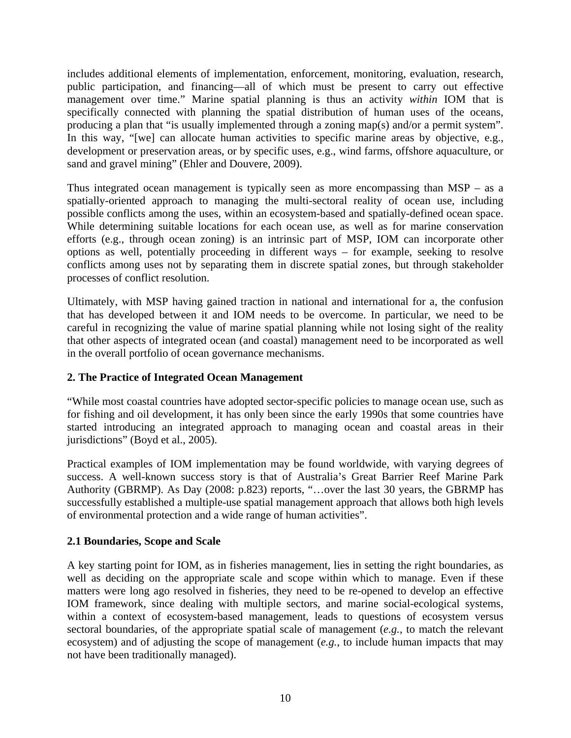includes additional elements of implementation, enforcement, monitoring, evaluation, research, public participation, and financing—all of which must be present to carry out effective management over time." Marine spatial planning is thus an activity *within* IOM that is specifically connected with planning the spatial distribution of human uses of the oceans, producing a plan that "is usually implemented through a zoning map(s) and/or a permit system". In this way, "[we] can allocate human activities to specific marine areas by objective, e.g., development or preservation areas, or by specific uses, e.g., wind farms, offshore aquaculture, or sand and gravel mining" (Ehler and Douvere, 2009).

Thus integrated ocean management is typically seen as more encompassing than MSP – as a spatially-oriented approach to managing the multi-sectoral reality of ocean use, including possible conflicts among the uses, within an ecosystem-based and spatially-defined ocean space. While determining suitable locations for each ocean use, as well as for marine conservation efforts (e.g., through ocean zoning) is an intrinsic part of MSP, IOM can incorporate other options as well, potentially proceeding in different ways – for example, seeking to resolve conflicts among uses not by separating them in discrete spatial zones, but through stakeholder processes of conflict resolution.

Ultimately, with MSP having gained traction in national and international for a, the confusion that has developed between it and IOM needs to be overcome. In particular, we need to be careful in recognizing the value of marine spatial planning while not losing sight of the reality that other aspects of integrated ocean (and coastal) management need to be incorporated as well in the overall portfolio of ocean governance mechanisms.

## 2. The Practice of Integrated Ocean Management

"While most coastal countries have adopted sector-specific policies to manage ocean use, such as for fishing and oil development, it has only been since the early 1990s that some countries have started introducing an integrated approach to managing ocean and coastal areas in their jurisdictions" (Boyd et al., 2005).

Practical examples of IOM implementation may be found worldwide, with varying degrees of success. A well-known success story is that of Australia's Great Barrier Reef Marine Park Authority (GBRMP). As Day (2008: p.823) reports, "…over the last 30 years, the GBRMP has successfully established a multiple-use spatial management approach that allows both high levels of environmental protection and a wide range of human activities".

### 2.1 Boundaries, Scope and Scale

A key starting point for IOM, as in fisheries management, lies in setting the right boundaries, as well as deciding on the appropriate scale and scope within which to manage. Even if these matters were long ago resolved in fisheries, they need to be re-opened to develop an effective IOM framework, since dealing with multiple sectors, and marine social-ecological systems, within a context of ecosystem-based management, leads to questions of ecosystem versus sectoral boundaries, of the appropriate spatial scale of management (*e.g.*, to match the relevant ecosystem) and of adjusting the scope of management (*e.g.*, to include human impacts that may not have been traditionally managed).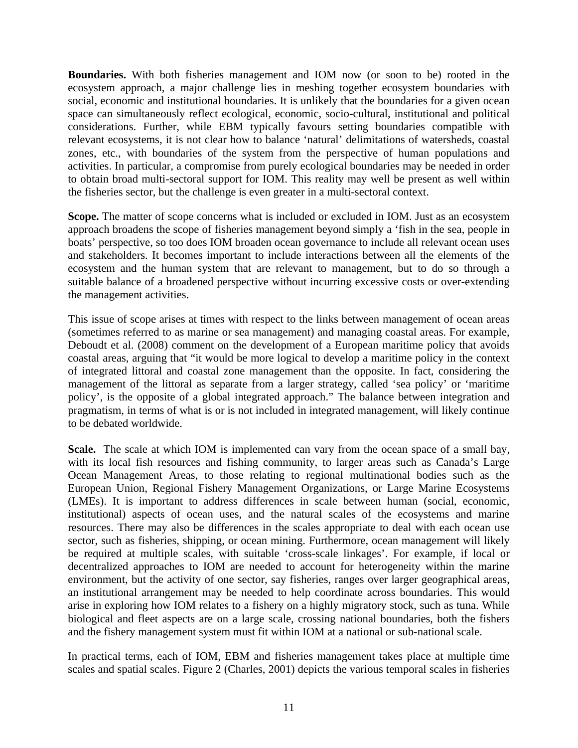**Boundaries.** With both fisheries management and IOM now (or soon to be) rooted in the ecosystem approach, a major challenge lies in meshing together ecosystem boundaries with social, economic and institutional boundaries. It is unlikely that the boundaries for a given ocean space can simultaneously reflect ecological, economic, socio-cultural, institutional and political considerations. Further, while EBM typically favours setting boundaries compatible with relevant ecosystems, it is not clear how to balance 'natural' delimitations of watersheds, coastal zones, etc., with boundaries of the system from the perspective of human populations and activities. In particular, a compromise from purely ecological boundaries may be needed in order to obtain broad multi-sectoral support for IOM. This reality may well be present as well within the fisheries sector, but the challenge is even greater in a multi-sectoral context.

**Scope.** The matter of scope concerns what is included or excluded in IOM. Just as an ecosystem approach broadens the scope of fisheries management beyond simply a 'fish in the sea, people in boats' perspective, so too does IOM broaden ocean governance to include all relevant ocean uses and stakeholders. It becomes important to include interactions between all the elements of the ecosystem and the human system that are relevant to management, but to do so through a suitable balance of a broadened perspective without incurring excessive costs or over-extending the management activities.

This issue of scope arises at times with respect to the links between management of ocean areas (sometimes referred to as marine or sea management) and managing coastal areas. For example, Deboudt et al. (2008) comment on the development of a European maritime policy that avoids coastal areas, arguing that "it would be more logical to develop a maritime policy in the context of integrated littoral and coastal zone management than the opposite. In fact, considering the management of the littoral as separate from a larger strategy, called 'sea policy' or 'maritime policy', is the opposite of a global integrated approach." The balance between integration and pragmatism, in terms of what is or is not included in integrated management, will likely continue to be debated worldwide.

**Scale.** The scale at which IOM is implemented can vary from the ocean space of a small bay, with its local fish resources and fishing community, to larger areas such as Canada's Large Ocean Management Areas, to those relating to regional multinational bodies such as the European Union, Regional Fishery Management Organizations, or Large Marine Ecosystems (LMEs). It is important to address differences in scale between human (social, economic, institutional) aspects of ocean uses, and the natural scales of the ecosystems and marine resources. There may also be differences in the scales appropriate to deal with each ocean use sector, such as fisheries, shipping, or ocean mining. Furthermore, ocean management will likely be required at multiple scales, with suitable 'cross-scale linkages'. For example, if local or decentralized approaches to IOM are needed to account for heterogeneity within the marine environment, but the activity of one sector, say fisheries, ranges over larger geographical areas, an institutional arrangement may be needed to help coordinate across boundaries. This would arise in exploring how IOM relates to a fishery on a highly migratory stock, such as tuna. While biological and fleet aspects are on a large scale, crossing national boundaries, both the fishers and the fishery management system must fit within IOM at a national or sub-national scale.

In practical terms, each of IOM, EBM and fisheries management takes place at multiple time scales and spatial scales. Figure 2 (Charles, 2001) depicts the various temporal scales in fisheries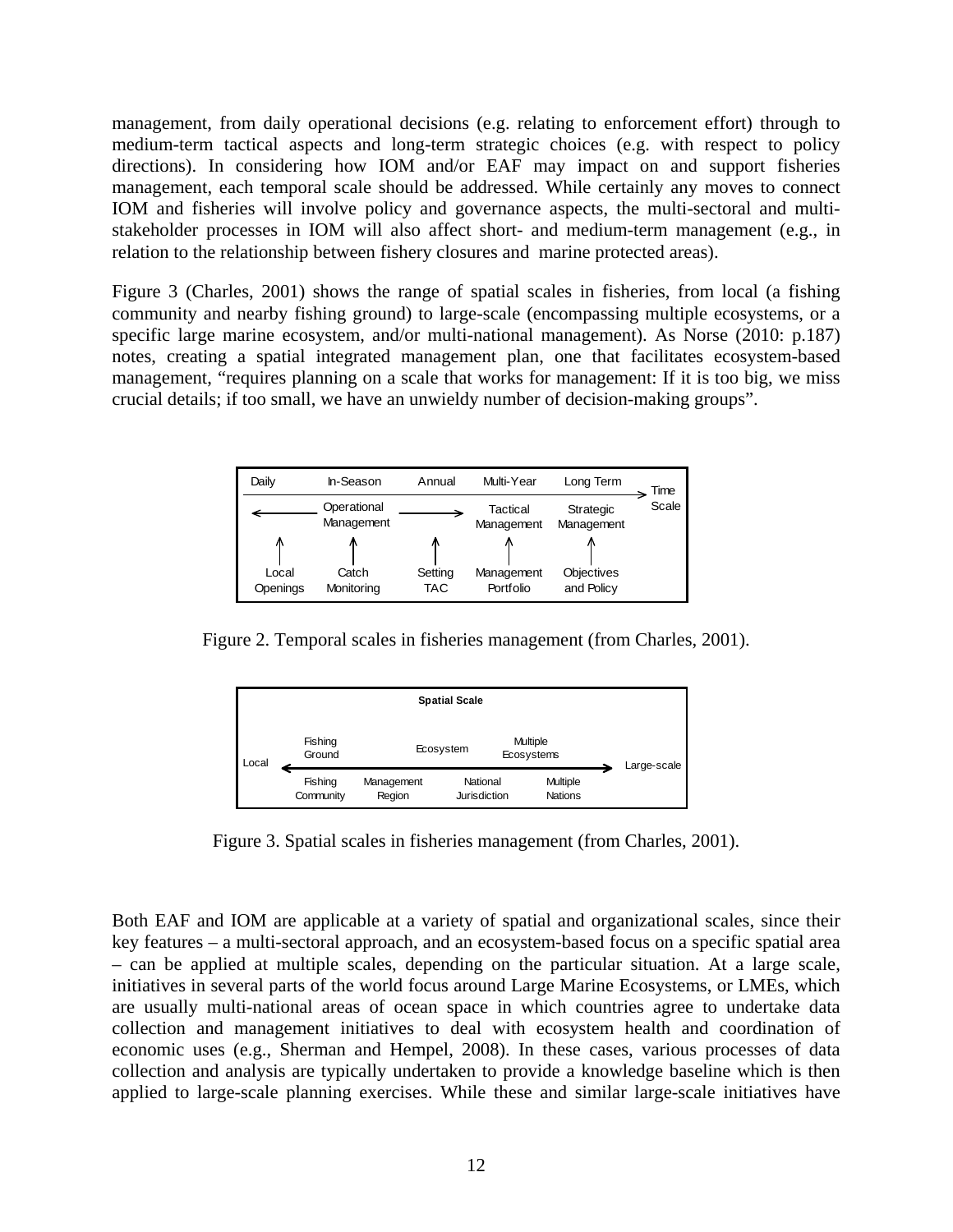management, from daily operational decisions (e.g. relating to enforcement effort) through to medium-term tactical aspects and long-term strategic choices (e.g. with respect to policy directions). In considering how IOM and/or EAF may impact on and support fisheries management, each temporal scale should be addressed. While certainly any moves to connect IOM and fisheries will involve policy and governance aspects, the multi-sectoral and multi-stakeholder processes in IOM will also affect short- and medium-term management (e.g., in relation to the relationship between fishery closures and marine protected areas).

Figure 3 (Charles, 2001) shows the range of spatial scales in fisheries, from local (a fishing community and nearby fishing ground) to large-scale (encompassing multiple ecosystems, or a specific large marine ecosystem, and/or multi-national management). As Norse (2010: p.187) notes, creating a spatial integrated management plan, one that facilitates ecosystem-based management, "requires planning on a scale that works for management: If it is too big, we miss crucial details; if too small, we have an unwieldy number of decision-making groups".

| Daily | In-Season | Annual | Multi-Year | Long Term | Time Scale |
|---|---|---|---|---|---|
| | Operational Management | | Tactical Management | Strategic Management | |
| Local Openings | Catch Monitoring | Setting TAC | Management Portfolio | Objectives and Policy | |

Figure 2. Temporal scales in fisheries management (from Charles, 2001).

**Spatial Scale**

Local ← Fishing Ground — Ecosystem — Multiple Ecosystems → Large-scale

Fishing Community — Management Region — National Jurisdiction — Multiple Nations

Figure 3. Spatial scales in fisheries management (from Charles, 2001).

Both EAF and IOM are applicable at a variety of spatial and organizational scales, since their key features – a multi-sectoral approach, and an ecosystem-based focus on a specific spatial area – can be applied at multiple scales, depending on the particular situation. At a large scale, initiatives in several parts of the world focus around Large Marine Ecosystems, or LMEs, which are usually multi-national areas of ocean space in which countries agree to undertake data collection and management initiatives to deal with ecosystem health and coordination of economic uses (e.g., Sherman and Hempel, 2008). In these cases, various processes of data collection and analysis are typically undertaken to provide a knowledge baseline which is then applied to large-scale planning exercises. While these and similar large-scale initiatives have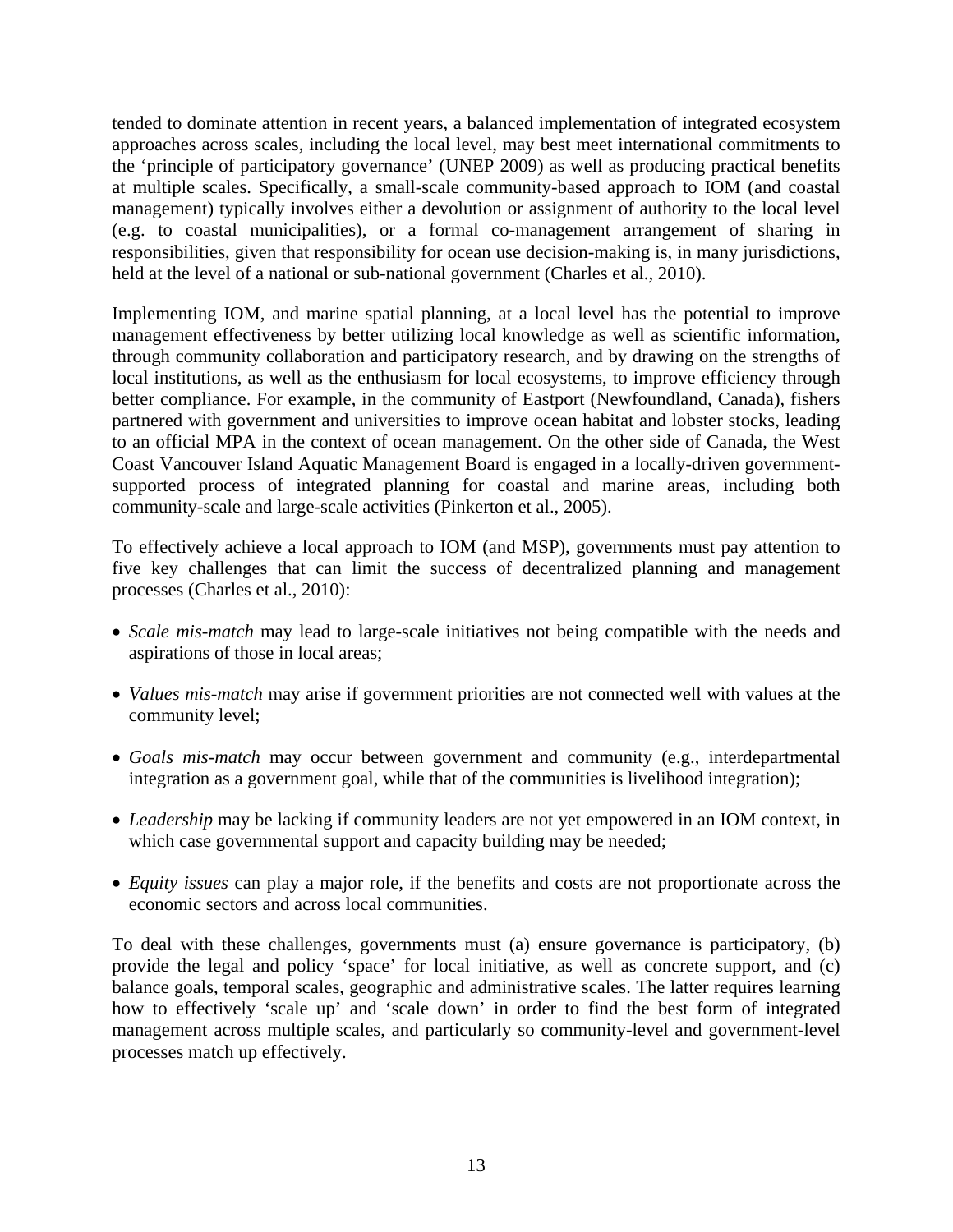tended to dominate attention in recent years, a balanced implementation of integrated ecosystem approaches across scales, including the local level, may best meet international commitments to the 'principle of participatory governance' (UNEP 2009) as well as producing practical benefits at multiple scales. Specifically, a small-scale community-based approach to IOM (and coastal management) typically involves either a devolution or assignment of authority to the local level (e.g. to coastal municipalities), or a formal co-management arrangement of sharing in responsibilities, given that responsibility for ocean use decision-making is, in many jurisdictions, held at the level of a national or sub-national government (Charles et al., 2010).

Implementing IOM, and marine spatial planning, at a local level has the potential to improve management effectiveness by better utilizing local knowledge as well as scientific information, through community collaboration and participatory research, and by drawing on the strengths of local institutions, as well as the enthusiasm for local ecosystems, to improve efficiency through better compliance. For example, in the community of Eastport (Newfoundland, Canada), fishers partnered with government and universities to improve ocean habitat and lobster stocks, leading to an official MPA in the context of ocean management. On the other side of Canada, the West Coast Vancouver Island Aquatic Management Board is engaged in a locally-driven government-supported process of integrated planning for coastal and marine areas, including both community-scale and large-scale activities (Pinkerton et al., 2005).

To effectively achieve a local approach to IOM (and MSP), governments must pay attention to five key challenges that can limit the success of decentralized planning and management processes (Charles et al., 2010):

- *Scale mis-match* may lead to large-scale initiatives not being compatible with the needs and aspirations of those in local areas;
- *Values mis-match* may arise if government priorities are not connected well with values at the community level;
- *Goals mis-match* may occur between government and community (e.g., interdepartmental integration as a government goal, while that of the communities is livelihood integration);
- *Leadership* may be lacking if community leaders are not yet empowered in an IOM context, in which case governmental support and capacity building may be needed;
- *Equity issues* can play a major role, if the benefits and costs are not proportionate across the economic sectors and across local communities.

To deal with these challenges, governments must (a) ensure governance is participatory, (b) provide the legal and policy 'space' for local initiative, as well as concrete support, and (c) balance goals, temporal scales, geographic and administrative scales. The latter requires learning how to effectively 'scale up' and 'scale down' in order to find the best form of integrated management across multiple scales, and particularly so community-level and government-level processes match up effectively.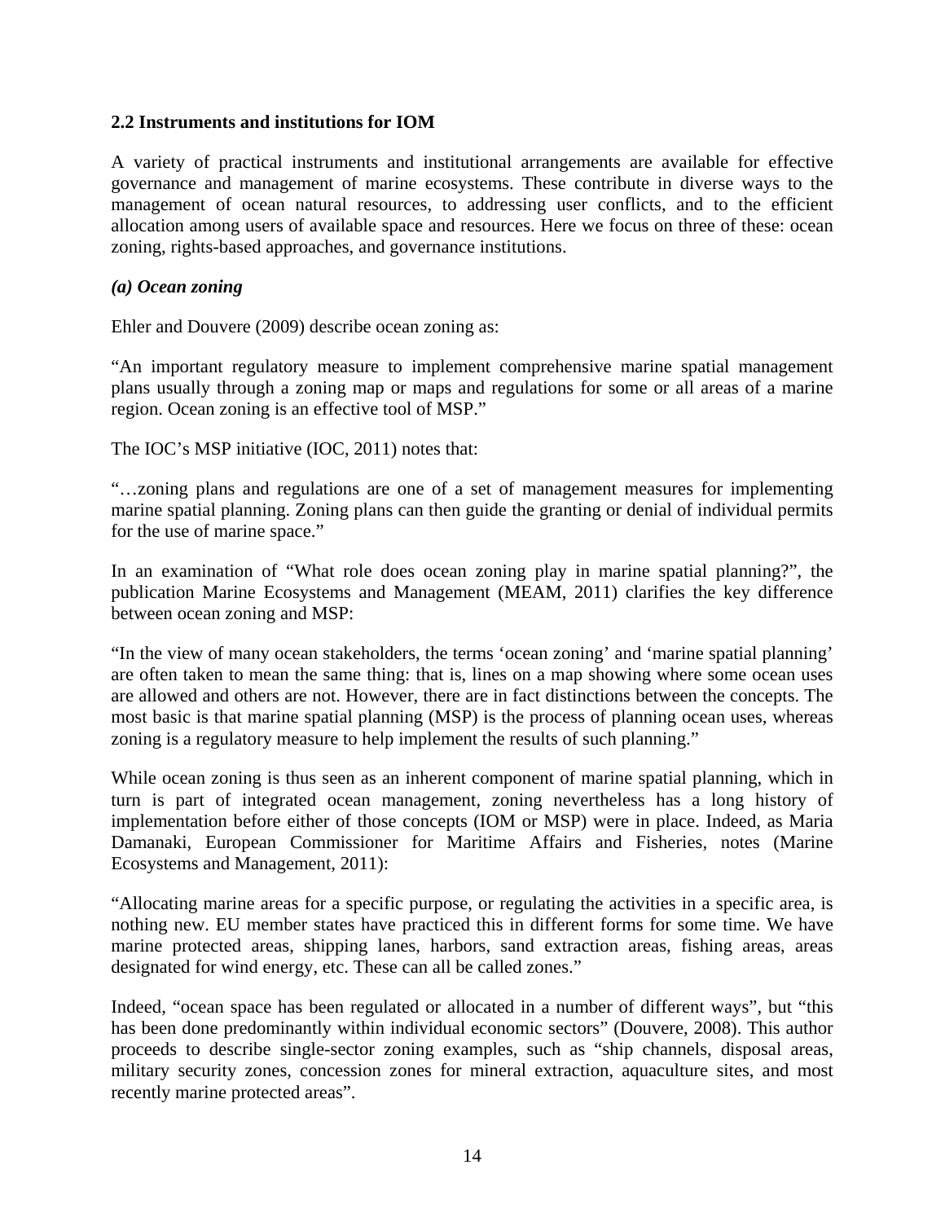### 2.2 Instruments and institutions for IOM

A variety of practical instruments and institutional arrangements are available for effective governance and management of marine ecosystems. These contribute in diverse ways to the management of ocean natural resources, to addressing user conflicts, and to the efficient allocation among users of available space and resources. Here we focus on three of these: ocean zoning, rights-based approaches, and governance institutions.

#### *(a) Ocean zoning*

Ehler and Douvere (2009) describe ocean zoning as:

"An important regulatory measure to implement comprehensive marine spatial management plans usually through a zoning map or maps and regulations for some or all areas of a marine region. Ocean zoning is an effective tool of MSP."

The IOC's MSP initiative (IOC, 2011) notes that:

"…zoning plans and regulations are one of a set of management measures for implementing marine spatial planning. Zoning plans can then guide the granting or denial of individual permits for the use of marine space."

In an examination of "What role does ocean zoning play in marine spatial planning?", the publication Marine Ecosystems and Management (MEAM, 2011) clarifies the key difference between ocean zoning and MSP:

"In the view of many ocean stakeholders, the terms 'ocean zoning' and 'marine spatial planning' are often taken to mean the same thing: that is, lines on a map showing where some ocean uses are allowed and others are not. However, there are in fact distinctions between the concepts. The most basic is that marine spatial planning (MSP) is the process of planning ocean uses, whereas zoning is a regulatory measure to help implement the results of such planning."

While ocean zoning is thus seen as an inherent component of marine spatial planning, which in turn is part of integrated ocean management, zoning nevertheless has a long history of implementation before either of those concepts (IOM or MSP) were in place. Indeed, as Maria Damanaki, European Commissioner for Maritime Affairs and Fisheries, notes (Marine Ecosystems and Management, 2011):

"Allocating marine areas for a specific purpose, or regulating the activities in a specific area, is nothing new. EU member states have practiced this in different forms for some time. We have marine protected areas, shipping lanes, harbors, sand extraction areas, fishing areas, areas designated for wind energy, etc. These can all be called zones."

Indeed, "ocean space has been regulated or allocated in a number of different ways", but "this has been done predominantly within individual economic sectors" (Douvere, 2008). This author proceeds to describe single-sector zoning examples, such as "ship channels, disposal areas, military security zones, concession zones for mineral extraction, aquaculture sites, and most recently marine protected areas".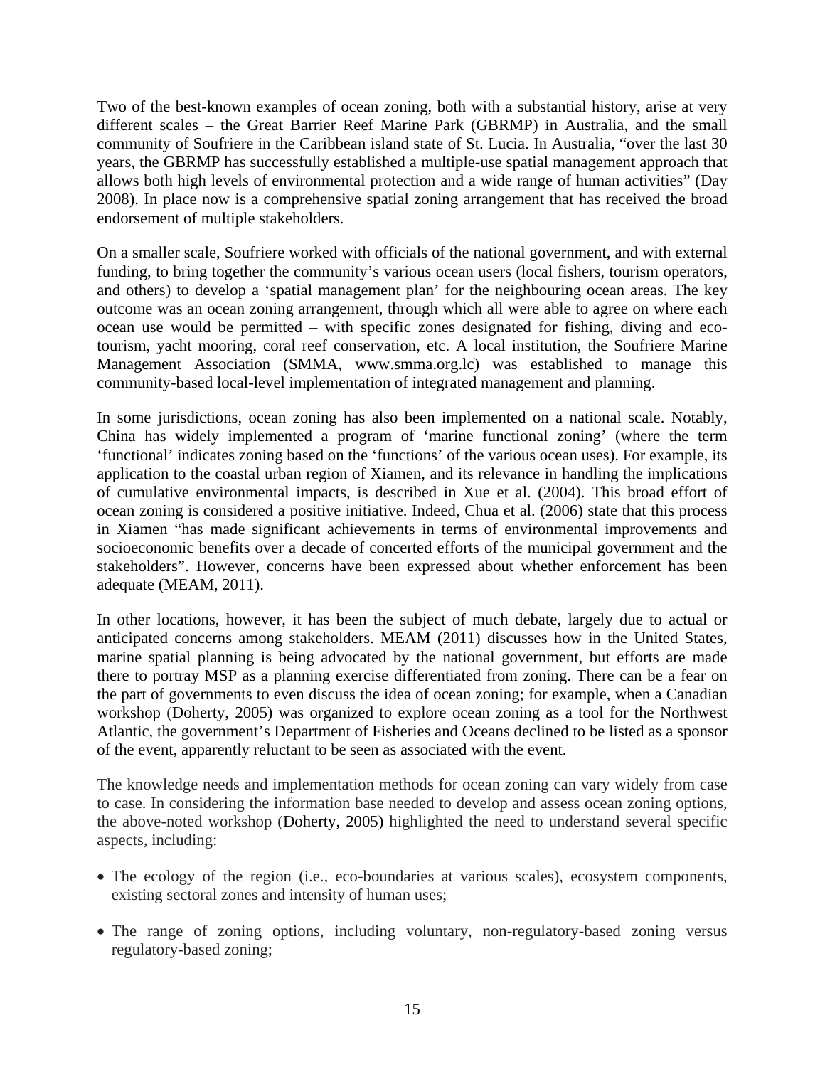Two of the best-known examples of ocean zoning, both with a substantial history, arise at very different scales – the Great Barrier Reef Marine Park (GBRMP) in Australia, and the small community of Soufriere in the Caribbean island state of St. Lucia. In Australia, "over the last 30 years, the GBRMP has successfully established a multiple-use spatial management approach that allows both high levels of environmental protection and a wide range of human activities" (Day 2008). In place now is a comprehensive spatial zoning arrangement that has received the broad endorsement of multiple stakeholders.

On a smaller scale, Soufriere worked with officials of the national government, and with external funding, to bring together the community's various ocean users (local fishers, tourism operators, and others) to develop a 'spatial management plan' for the neighbouring ocean areas. The key outcome was an ocean zoning arrangement, through which all were able to agree on where each ocean use would be permitted – with specific zones designated for fishing, diving and eco-tourism, yacht mooring, coral reef conservation, etc. A local institution, the Soufriere Marine Management Association (SMMA, www.smma.org.lc) was established to manage this community-based local-level implementation of integrated management and planning.

In some jurisdictions, ocean zoning has also been implemented on a national scale. Notably, China has widely implemented a program of 'marine functional zoning' (where the term 'functional' indicates zoning based on the 'functions' of the various ocean uses). For example, its application to the coastal urban region of Xiamen, and its relevance in handling the implications of cumulative environmental impacts, is described in Xue et al. (2004). This broad effort of ocean zoning is considered a positive initiative. Indeed, Chua et al. (2006) state that this process in Xiamen "has made significant achievements in terms of environmental improvements and socioeconomic benefits over a decade of concerted efforts of the municipal government and the stakeholders". However, concerns have been expressed about whether enforcement has been adequate (MEAM, 2011).

In other locations, however, it has been the subject of much debate, largely due to actual or anticipated concerns among stakeholders. MEAM (2011) discusses how in the United States, marine spatial planning is being advocated by the national government, but efforts are made there to portray MSP as a planning exercise differentiated from zoning. There can be a fear on the part of governments to even discuss the idea of ocean zoning; for example, when a Canadian workshop (Doherty, 2005) was organized to explore ocean zoning as a tool for the Northwest Atlantic, the government's Department of Fisheries and Oceans declined to be listed as a sponsor of the event, apparently reluctant to be seen as associated with the event.

The knowledge needs and implementation methods for ocean zoning can vary widely from case to case. In considering the information base needed to develop and assess ocean zoning options, the above-noted workshop (Doherty, 2005) highlighted the need to understand several specific aspects, including:

- The ecology of the region (i.e., eco-boundaries at various scales), ecosystem components, existing sectoral zones and intensity of human uses;
- The range of zoning options, including voluntary, non-regulatory-based zoning versus regulatory-based zoning;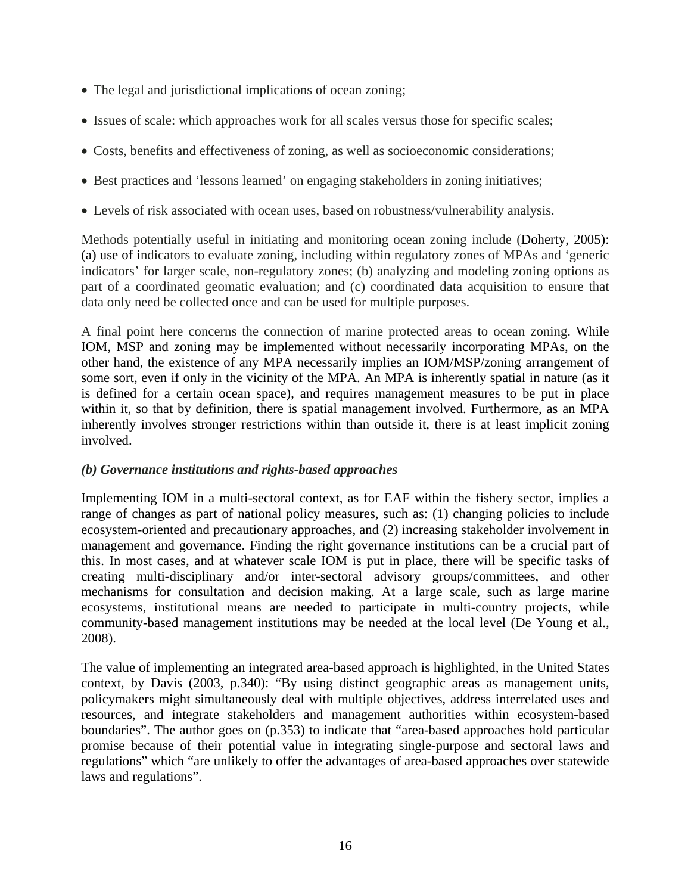- The legal and jurisdictional implications of ocean zoning;
- Issues of scale: which approaches work for all scales versus those for specific scales;
- Costs, benefits and effectiveness of zoning, as well as socioeconomic considerations;
- Best practices and 'lessons learned' on engaging stakeholders in zoning initiatives;
- Levels of risk associated with ocean uses, based on robustness/vulnerability analysis.

Methods potentially useful in initiating and monitoring ocean zoning include (Doherty, 2005): (a) use of indicators to evaluate zoning, including within regulatory zones of MPAs and 'generic indicators' for larger scale, non-regulatory zones; (b) analyzing and modeling zoning options as part of a coordinated geomatic evaluation; and (c) coordinated data acquisition to ensure that data only need be collected once and can be used for multiple purposes.

A final point here concerns the connection of marine protected areas to ocean zoning. While IOM, MSP and zoning may be implemented without necessarily incorporating MPAs, on the other hand, the existence of any MPA necessarily implies an IOM/MSP/zoning arrangement of some sort, even if only in the vicinity of the MPA. An MPA is inherently spatial in nature (as it is defined for a certain ocean space), and requires management measures to be put in place within it, so that by definition, there is spatial management involved. Furthermore, as an MPA inherently involves stronger restrictions within than outside it, there is at least implicit zoning involved.

### *(b) Governance institutions and rights-based approaches*

Implementing IOM in a multi-sectoral context, as for EAF within the fishery sector, implies a range of changes as part of national policy measures, such as: (1) changing policies to include ecosystem-oriented and precautionary approaches, and (2) increasing stakeholder involvement in management and governance. Finding the right governance institutions can be a crucial part of this. In most cases, and at whatever scale IOM is put in place, there will be specific tasks of creating multi-disciplinary and/or inter-sectoral advisory groups/committees, and other mechanisms for consultation and decision making. At a large scale, such as large marine ecosystems, institutional means are needed to participate in multi-country projects, while community-based management institutions may be needed at the local level (De Young et al., 2008).

The value of implementing an integrated area-based approach is highlighted, in the United States context, by Davis (2003, p.340): "By using distinct geographic areas as management units, policymakers might simultaneously deal with multiple objectives, address interrelated uses and resources, and integrate stakeholders and management authorities within ecosystem-based boundaries". The author goes on (p.353) to indicate that "area-based approaches hold particular promise because of their potential value in integrating single-purpose and sectoral laws and regulations" which "are unlikely to offer the advantages of area-based approaches over statewide laws and regulations".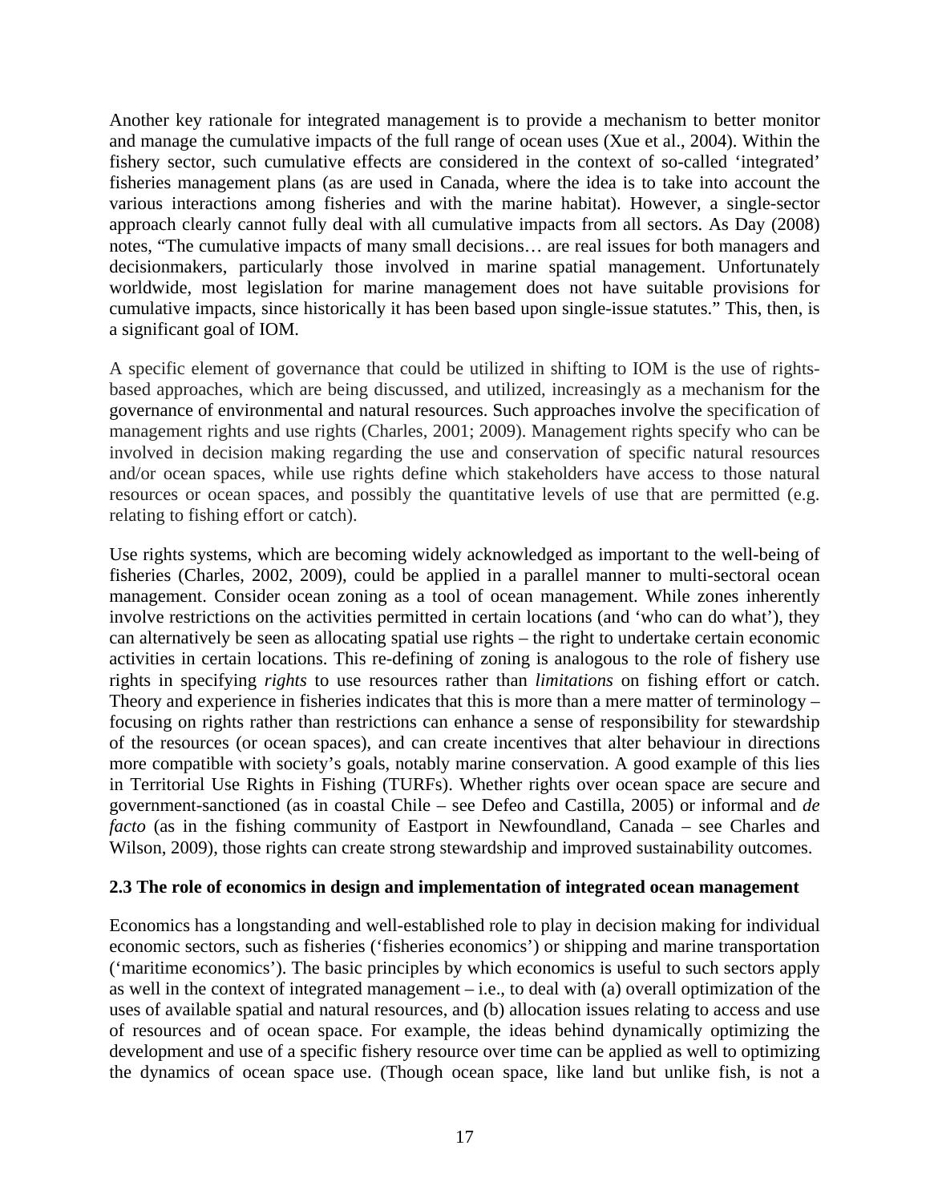Another key rationale for integrated management is to provide a mechanism to better monitor and manage the cumulative impacts of the full range of ocean uses (Xue et al., 2004). Within the fishery sector, such cumulative effects are considered in the context of so-called 'integrated' fisheries management plans (as are used in Canada, where the idea is to take into account the various interactions among fisheries and with the marine habitat). However, a single-sector approach clearly cannot fully deal with all cumulative impacts from all sectors. As Day (2008) notes, "The cumulative impacts of many small decisions… are real issues for both managers and decisionmakers, particularly those involved in marine spatial management. Unfortunately worldwide, most legislation for marine management does not have suitable provisions for cumulative impacts, since historically it has been based upon single-issue statutes." This, then, is a significant goal of IOM.

A specific element of governance that could be utilized in shifting to IOM is the use of rights-based approaches, which are being discussed, and utilized, increasingly as a mechanism for the governance of environmental and natural resources. Such approaches involve the specification of management rights and use rights (Charles, 2001; 2009). Management rights specify who can be involved in decision making regarding the use and conservation of specific natural resources and/or ocean spaces, while use rights define which stakeholders have access to those natural resources or ocean spaces, and possibly the quantitative levels of use that are permitted (e.g. relating to fishing effort or catch).

Use rights systems, which are becoming widely acknowledged as important to the well-being of fisheries (Charles, 2002, 2009), could be applied in a parallel manner to multi-sectoral ocean management. Consider ocean zoning as a tool of ocean management. While zones inherently involve restrictions on the activities permitted in certain locations (and 'who can do what'), they can alternatively be seen as allocating spatial use rights – the right to undertake certain economic activities in certain locations. This re-defining of zoning is analogous to the role of fishery use rights in specifying *rights* to use resources rather than *limitations* on fishing effort or catch. Theory and experience in fisheries indicates that this is more than a mere matter of terminology – focusing on rights rather than restrictions can enhance a sense of responsibility for stewardship of the resources (or ocean spaces), and can create incentives that alter behaviour in directions more compatible with society's goals, notably marine conservation. A good example of this lies in Territorial Use Rights in Fishing (TURFs). Whether rights over ocean space are secure and government-sanctioned (as in coastal Chile – see Defeo and Castilla, 2005) or informal and *de facto* (as in the fishing community of Eastport in Newfoundland, Canada – see Charles and Wilson, 2009), those rights can create strong stewardship and improved sustainability outcomes.

### 2.3 The role of economics in design and implementation of integrated ocean management

Economics has a longstanding and well-established role to play in decision making for individual economic sectors, such as fisheries ('fisheries economics') or shipping and marine transportation ('maritime economics'). The basic principles by which economics is useful to such sectors apply as well in the context of integrated management – i.e., to deal with (a) overall optimization of the uses of available spatial and natural resources, and (b) allocation issues relating to access and use of resources and of ocean space. For example, the ideas behind dynamically optimizing the development and use of a specific fishery resource over time can be applied as well to optimizing the dynamics of ocean space use. (Though ocean space, like land but unlike fish, is not a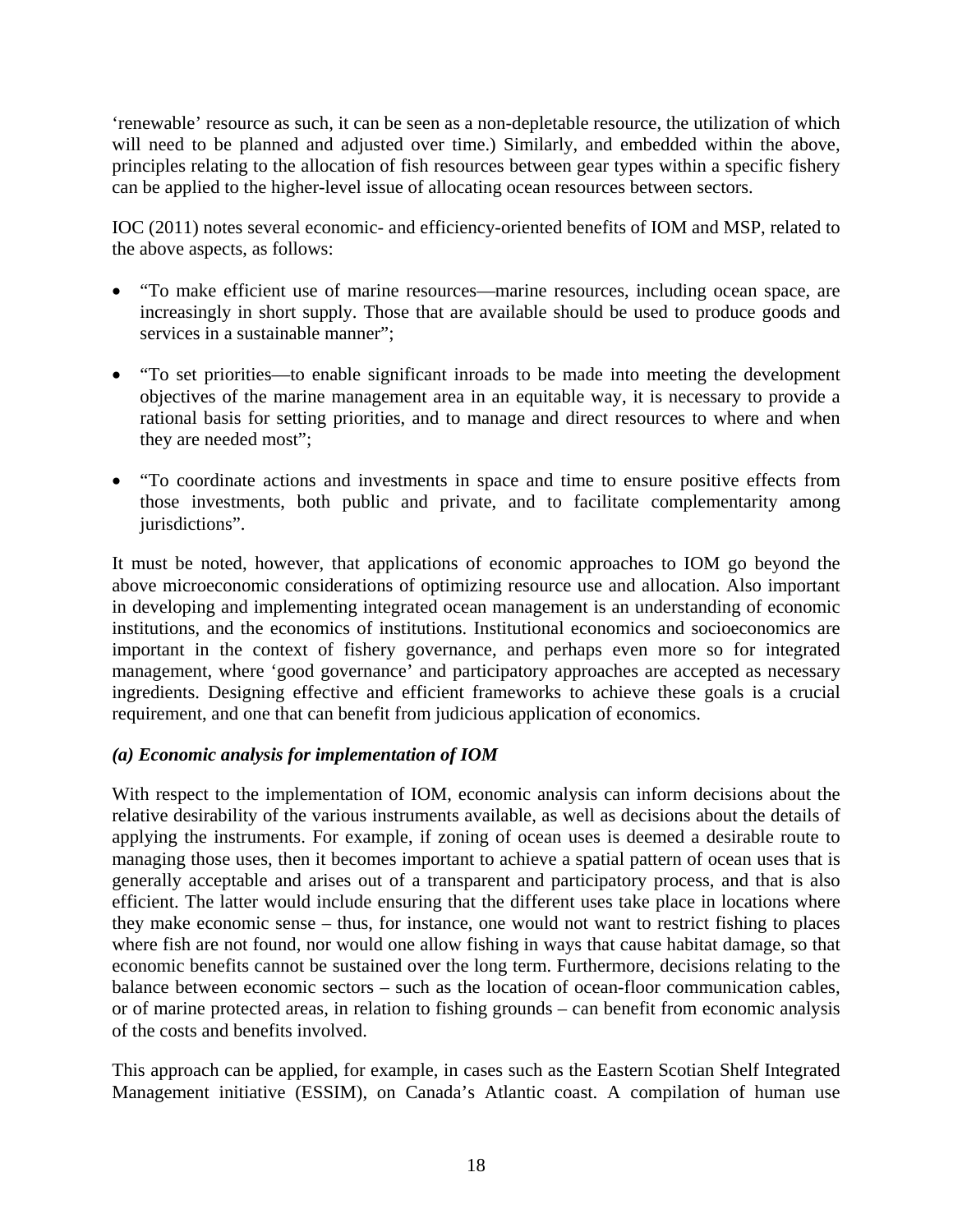‘renewable’ resource as such, it can be seen as a non-depletable resource, the utilization of which will need to be planned and adjusted over time.) Similarly, and embedded within the above, principles relating to the allocation of fish resources between gear types within a specific fishery can be applied to the higher-level issue of allocating ocean resources between sectors.

IOC (2011) notes several economic- and efficiency-oriented benefits of IOM and MSP, related to the above aspects, as follows:

- “To make efficient use of marine resources—marine resources, including ocean space, are increasingly in short supply. Those that are available should be used to produce goods and services in a sustainable manner”;
- “To set priorities—to enable significant inroads to be made into meeting the development objectives of the marine management area in an equitable way, it is necessary to provide a rational basis for setting priorities, and to manage and direct resources to where and when they are needed most”;
- “To coordinate actions and investments in space and time to ensure positive effects from those investments, both public and private, and to facilitate complementarity among jurisdictions”.

It must be noted, however, that applications of economic approaches to IOM go beyond the above microeconomic considerations of optimizing resource use and allocation. Also important in developing and implementing integrated ocean management is an understanding of economic institutions, and the economics of institutions. Institutional economics and socioeconomics are important in the context of fishery governance, and perhaps even more so for integrated management, where ‘good governance’ and participatory approaches are accepted as necessary ingredients. Designing effective and efficient frameworks to achieve these goals is a crucial requirement, and one that can benefit from judicious application of economics.

### *(a) Economic analysis for implementation of IOM*

With respect to the implementation of IOM, economic analysis can inform decisions about the relative desirability of the various instruments available, as well as decisions about the details of applying the instruments. For example, if zoning of ocean uses is deemed a desirable route to managing those uses, then it becomes important to achieve a spatial pattern of ocean uses that is generally acceptable and arises out of a transparent and participatory process, and that is also efficient. The latter would include ensuring that the different uses take place in locations where they make economic sense – thus, for instance, one would not want to restrict fishing to places where fish are not found, nor would one allow fishing in ways that cause habitat damage, so that economic benefits cannot be sustained over the long term. Furthermore, decisions relating to the balance between economic sectors – such as the location of ocean-floor communication cables, or of marine protected areas, in relation to fishing grounds – can benefit from economic analysis of the costs and benefits involved.

This approach can be applied, for example, in cases such as the Eastern Scotian Shelf Integrated Management initiative (ESSIM), on Canada’s Atlantic coast. A compilation of human use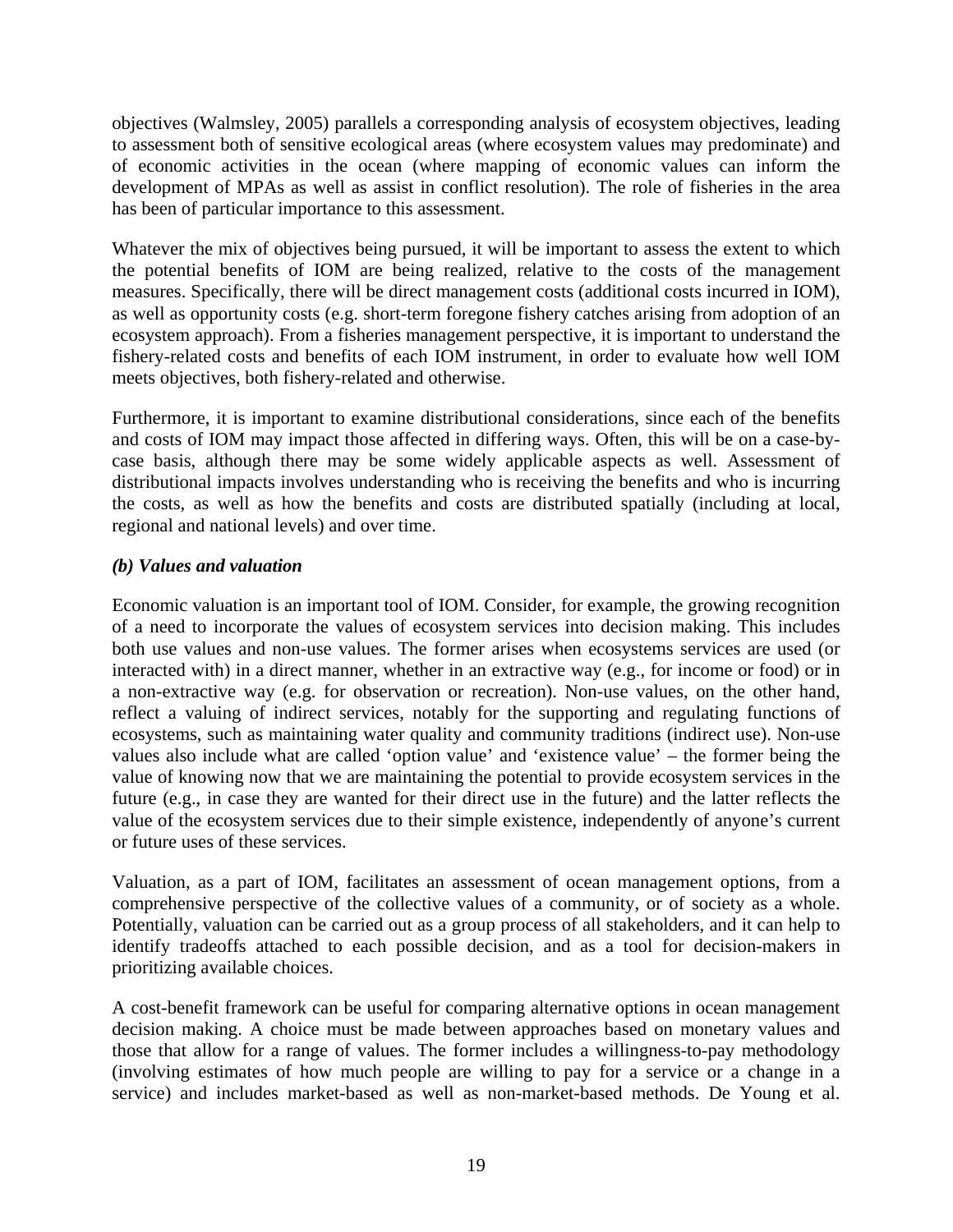objectives (Walmsley, 2005) parallels a corresponding analysis of ecosystem objectives, leading to assessment both of sensitive ecological areas (where ecosystem values may predominate) and of economic activities in the ocean (where mapping of economic values can inform the development of MPAs as well as assist in conflict resolution). The role of fisheries in the area has been of particular importance to this assessment.

Whatever the mix of objectives being pursued, it will be important to assess the extent to which the potential benefits of IOM are being realized, relative to the costs of the management measures. Specifically, there will be direct management costs (additional costs incurred in IOM), as well as opportunity costs (e.g. short-term foregone fishery catches arising from adoption of an ecosystem approach). From a fisheries management perspective, it is important to understand the fishery-related costs and benefits of each IOM instrument, in order to evaluate how well IOM meets objectives, both fishery-related and otherwise.

Furthermore, it is important to examine distributional considerations, since each of the benefits and costs of IOM may impact those affected in differing ways. Often, this will be on a case-by-case basis, although there may be some widely applicable aspects as well. Assessment of distributional impacts involves understanding who is receiving the benefits and who is incurring the costs, as well as how the benefits and costs are distributed spatially (including at local, regional and national levels) and over time.

***(b) Values and valuation***

Economic valuation is an important tool of IOM. Consider, for example, the growing recognition of a need to incorporate the values of ecosystem services into decision making. This includes both use values and non-use values. The former arises when ecosystems services are used (or interacted with) in a direct manner, whether in an extractive way (e.g., for income or food) or in a non-extractive way (e.g. for observation or recreation). Non-use values, on the other hand, reflect a valuing of indirect services, notably for the supporting and regulating functions of ecosystems, such as maintaining water quality and community traditions (indirect use). Non-use values also include what are called 'option value' and 'existence value' – the former being the value of knowing now that we are maintaining the potential to provide ecosystem services in the future (e.g., in case they are wanted for their direct use in the future) and the latter reflects the value of the ecosystem services due to their simple existence, independently of anyone's current or future uses of these services.

Valuation, as a part of IOM, facilitates an assessment of ocean management options, from a comprehensive perspective of the collective values of a community, or of society as a whole. Potentially, valuation can be carried out as a group process of all stakeholders, and it can help to identify tradeoffs attached to each possible decision, and as a tool for decision-makers in prioritizing available choices.

A cost-benefit framework can be useful for comparing alternative options in ocean management decision making. A choice must be made between approaches based on monetary values and those that allow for a range of values. The former includes a willingness-to-pay methodology (involving estimates of how much people are willing to pay for a service or a change in a service) and includes market-based as well as non-market-based methods. De Young et al.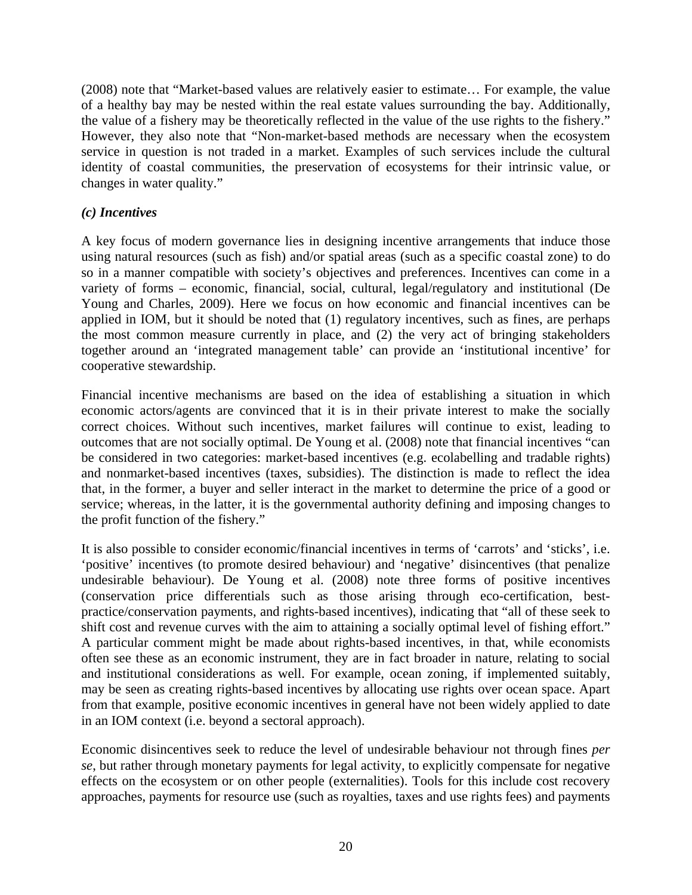(2008) note that "Market-based values are relatively easier to estimate… For example, the value of a healthy bay may be nested within the real estate values surrounding the bay. Additionally, the value of a fishery may be theoretically reflected in the value of the use rights to the fishery." However, they also note that "Non-market-based methods are necessary when the ecosystem service in question is not traded in a market. Examples of such services include the cultural identity of coastal communities, the preservation of ecosystems for their intrinsic value, or changes in water quality."

***(c) Incentives***

A key focus of modern governance lies in designing incentive arrangements that induce those using natural resources (such as fish) and/or spatial areas (such as a specific coastal zone) to do so in a manner compatible with society's objectives and preferences. Incentives can come in a variety of forms – economic, financial, social, cultural, legal/regulatory and institutional (De Young and Charles, 2009). Here we focus on how economic and financial incentives can be applied in IOM, but it should be noted that (1) regulatory incentives, such as fines, are perhaps the most common measure currently in place, and (2) the very act of bringing stakeholders together around an 'integrated management table' can provide an 'institutional incentive' for cooperative stewardship.

Financial incentive mechanisms are based on the idea of establishing a situation in which economic actors/agents are convinced that it is in their private interest to make the socially correct choices. Without such incentives, market failures will continue to exist, leading to outcomes that are not socially optimal. De Young et al. (2008) note that financial incentives "can be considered in two categories: market-based incentives (e.g. ecolabelling and tradable rights) and nonmarket-based incentives (taxes, subsidies). The distinction is made to reflect the idea that, in the former, a buyer and seller interact in the market to determine the price of a good or service; whereas, in the latter, it is the governmental authority defining and imposing changes to the profit function of the fishery."

It is also possible to consider economic/financial incentives in terms of 'carrots' and 'sticks', i.e. 'positive' incentives (to promote desired behaviour) and 'negative' disincentives (that penalize undesirable behaviour). De Young et al. (2008) note three forms of positive incentives (conservation price differentials such as those arising through eco-certification, best-practice/conservation payments, and rights-based incentives), indicating that "all of these seek to shift cost and revenue curves with the aim to attaining a socially optimal level of fishing effort." A particular comment might be made about rights-based incentives, in that, while economists often see these as an economic instrument, they are in fact broader in nature, relating to social and institutional considerations as well. For example, ocean zoning, if implemented suitably, may be seen as creating rights-based incentives by allocating use rights over ocean space. Apart from that example, positive economic incentives in general have not been widely applied to date in an IOM context (i.e. beyond a sectoral approach).

Economic disincentives seek to reduce the level of undesirable behaviour not through fines *per se*, but rather through monetary payments for legal activity, to explicitly compensate for negative effects on the ecosystem or on other people (externalities). Tools for this include cost recovery approaches, payments for resource use (such as royalties, taxes and use rights fees) and payments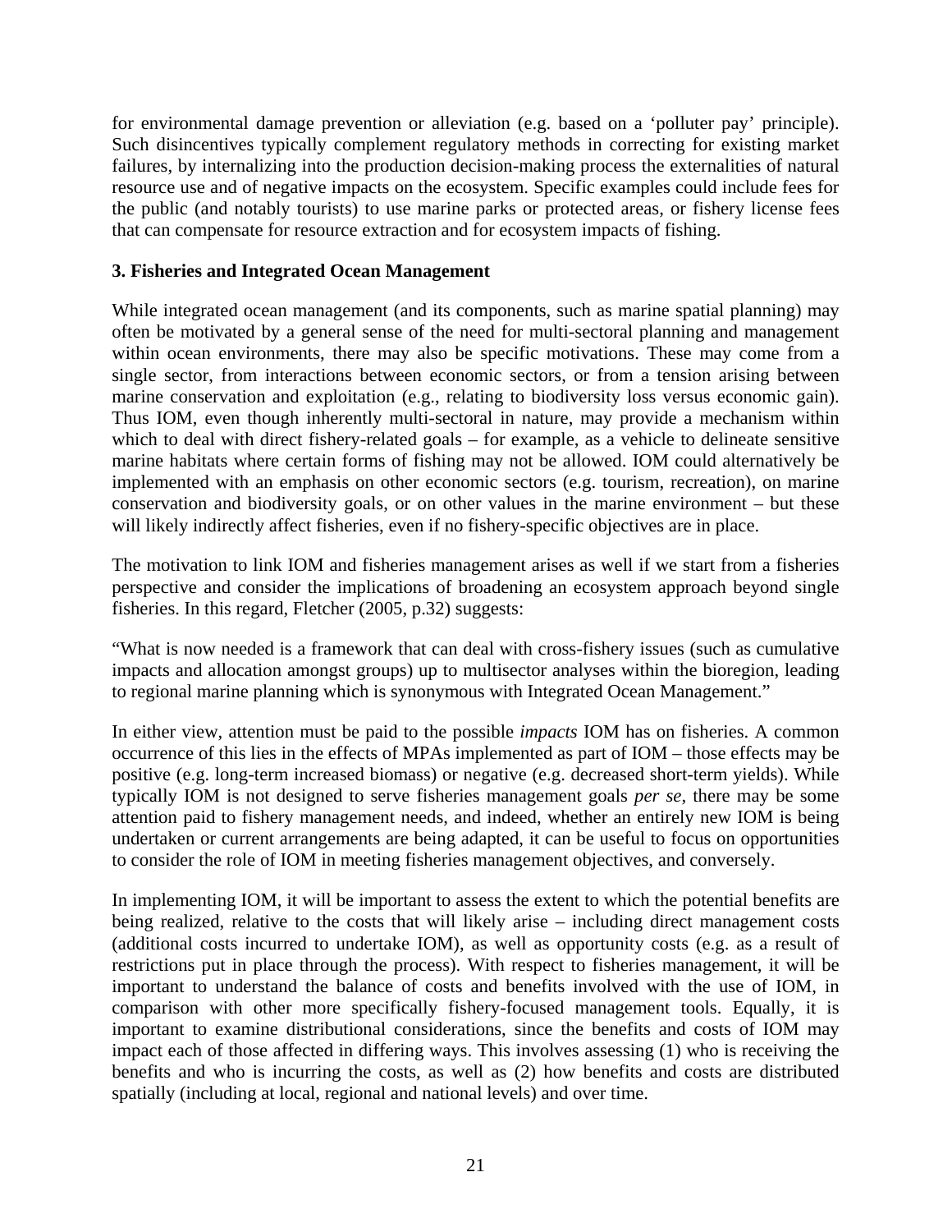for environmental damage prevention or alleviation (e.g. based on a 'polluter pay' principle). Such disincentives typically complement regulatory methods in correcting for existing market failures, by internalizing into the production decision-making process the externalities of natural resource use and of negative impacts on the ecosystem. Specific examples could include fees for the public (and notably tourists) to use marine parks or protected areas, or fishery license fees that can compensate for resource extraction and for ecosystem impacts of fishing.

## 3. Fisheries and Integrated Ocean Management

While integrated ocean management (and its components, such as marine spatial planning) may often be motivated by a general sense of the need for multi-sectoral planning and management within ocean environments, there may also be specific motivations. These may come from a single sector, from interactions between economic sectors, or from a tension arising between marine conservation and exploitation (e.g., relating to biodiversity loss versus economic gain). Thus IOM, even though inherently multi-sectoral in nature, may provide a mechanism within which to deal with direct fishery-related goals – for example, as a vehicle to delineate sensitive marine habitats where certain forms of fishing may not be allowed. IOM could alternatively be implemented with an emphasis on other economic sectors (e.g. tourism, recreation), on marine conservation and biodiversity goals, or on other values in the marine environment – but these will likely indirectly affect fisheries, even if no fishery-specific objectives are in place.

The motivation to link IOM and fisheries management arises as well if we start from a fisheries perspective and consider the implications of broadening an ecosystem approach beyond single fisheries. In this regard, Fletcher (2005, p.32) suggests:

"What is now needed is a framework that can deal with cross-fishery issues (such as cumulative impacts and allocation amongst groups) up to multisector analyses within the bioregion, leading to regional marine planning which is synonymous with Integrated Ocean Management."

In either view, attention must be paid to the possible *impacts* IOM has on fisheries. A common occurrence of this lies in the effects of MPAs implemented as part of IOM – those effects may be positive (e.g. long-term increased biomass) or negative (e.g. decreased short-term yields). While typically IOM is not designed to serve fisheries management goals *per se*, there may be some attention paid to fishery management needs, and indeed, whether an entirely new IOM is being undertaken or current arrangements are being adapted, it can be useful to focus on opportunities to consider the role of IOM in meeting fisheries management objectives, and conversely.

In implementing IOM, it will be important to assess the extent to which the potential benefits are being realized, relative to the costs that will likely arise – including direct management costs (additional costs incurred to undertake IOM), as well as opportunity costs (e.g. as a result of restrictions put in place through the process). With respect to fisheries management, it will be important to understand the balance of costs and benefits involved with the use of IOM, in comparison with other more specifically fishery-focused management tools. Equally, it is important to examine distributional considerations, since the benefits and costs of IOM may impact each of those affected in differing ways. This involves assessing (1) who is receiving the benefits and who is incurring the costs, as well as (2) how benefits and costs are distributed spatially (including at local, regional and national levels) and over time.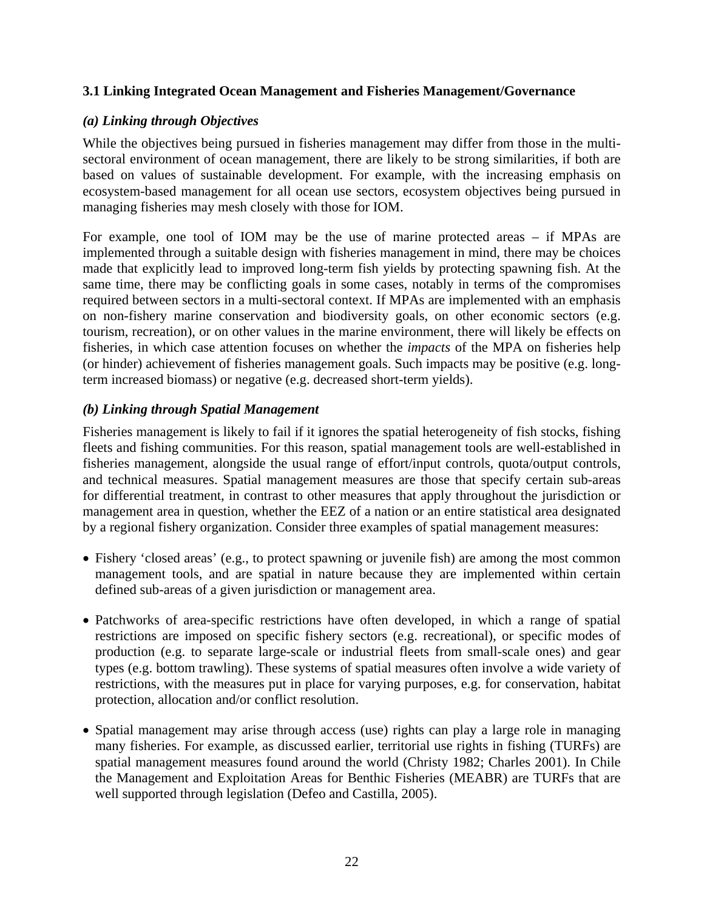### 3.1 Linking Integrated Ocean Management and Fisheries Management/Governance

#### *(a) Linking through Objectives*

While the objectives being pursued in fisheries management may differ from those in the multi-sectoral environment of ocean management, there are likely to be strong similarities, if both are based on values of sustainable development. For example, with the increasing emphasis on ecosystem-based management for all ocean use sectors, ecosystem objectives being pursued in managing fisheries may mesh closely with those for IOM.

For example, one tool of IOM may be the use of marine protected areas – if MPAs are implemented through a suitable design with fisheries management in mind, there may be choices made that explicitly lead to improved long-term fish yields by protecting spawning fish. At the same time, there may be conflicting goals in some cases, notably in terms of the compromises required between sectors in a multi-sectoral context. If MPAs are implemented with an emphasis on non-fishery marine conservation and biodiversity goals, on other economic sectors (e.g. tourism, recreation), or on other values in the marine environment, there will likely be effects on fisheries, in which case attention focuses on whether the *impacts* of the MPA on fisheries help (or hinder) achievement of fisheries management goals. Such impacts may be positive (e.g. long-term increased biomass) or negative (e.g. decreased short-term yields).

#### *(b) Linking through Spatial Management*

Fisheries management is likely to fail if it ignores the spatial heterogeneity of fish stocks, fishing fleets and fishing communities. For this reason, spatial management tools are well-established in fisheries management, alongside the usual range of effort/input controls, quota/output controls, and technical measures. Spatial management measures are those that specify certain sub-areas for differential treatment, in contrast to other measures that apply throughout the jurisdiction or management area in question, whether the EEZ of a nation or an entire statistical area designated by a regional fishery organization. Consider three examples of spatial management measures:

- Fishery 'closed areas' (e.g., to protect spawning or juvenile fish) are among the most common management tools, and are spatial in nature because they are implemented within certain defined sub-areas of a given jurisdiction or management area.

- Patchworks of area-specific restrictions have often developed, in which a range of spatial restrictions are imposed on specific fishery sectors (e.g. recreational), or specific modes of production (e.g. to separate large-scale or industrial fleets from small-scale ones) and gear types (e.g. bottom trawling). These systems of spatial measures often involve a wide variety of restrictions, with the measures put in place for varying purposes, e.g. for conservation, habitat protection, allocation and/or conflict resolution.

- Spatial management may arise through access (use) rights can play a large role in managing many fisheries. For example, as discussed earlier, territorial use rights in fishing (TURFs) are spatial management measures found around the world (Christy 1982; Charles 2001). In Chile the Management and Exploitation Areas for Benthic Fisheries (MEABR) are TURFs that are well supported through legislation (Defeo and Castilla, 2005).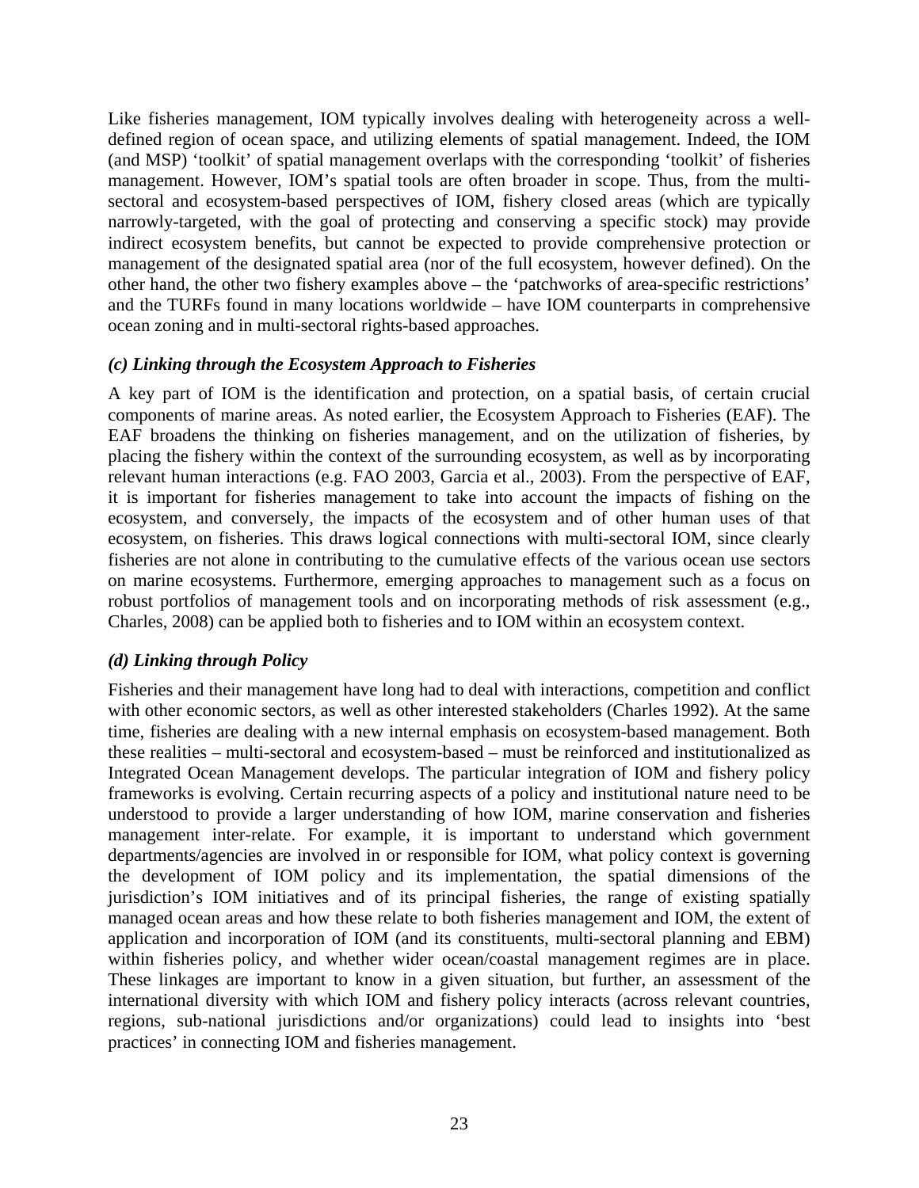Like fisheries management, IOM typically involves dealing with heterogeneity across a well-defined region of ocean space, and utilizing elements of spatial management. Indeed, the IOM (and MSP) 'toolkit' of spatial management overlaps with the corresponding 'toolkit' of fisheries management. However, IOM's spatial tools are often broader in scope. Thus, from the multi-sectoral and ecosystem-based perspectives of IOM, fishery closed areas (which are typically narrowly-targeted, with the goal of protecting and conserving a specific stock) may provide indirect ecosystem benefits, but cannot be expected to provide comprehensive protection or management of the designated spatial area (nor of the full ecosystem, however defined). On the other hand, the other two fishery examples above – the 'patchworks of area-specific restrictions' and the TURFs found in many locations worldwide – have IOM counterparts in comprehensive ocean zoning and in multi-sectoral rights-based approaches.

### *(c) Linking through the Ecosystem Approach to Fisheries*

A key part of IOM is the identification and protection, on a spatial basis, of certain crucial components of marine areas. As noted earlier, the Ecosystem Approach to Fisheries (EAF). The EAF broadens the thinking on fisheries management, and on the utilization of fisheries, by placing the fishery within the context of the surrounding ecosystem, as well as by incorporating relevant human interactions (e.g. FAO 2003, Garcia et al., 2003). From the perspective of EAF, it is important for fisheries management to take into account the impacts of fishing on the ecosystem, and conversely, the impacts of the ecosystem and of other human uses of that ecosystem, on fisheries. This draws logical connections with multi-sectoral IOM, since clearly fisheries are not alone in contributing to the cumulative effects of the various ocean use sectors on marine ecosystems. Furthermore, emerging approaches to management such as a focus on robust portfolios of management tools and on incorporating methods of risk assessment (e.g., Charles, 2008) can be applied both to fisheries and to IOM within an ecosystem context.

### *(d) Linking through Policy*

Fisheries and their management have long had to deal with interactions, competition and conflict with other economic sectors, as well as other interested stakeholders (Charles 1992). At the same time, fisheries are dealing with a new internal emphasis on ecosystem-based management. Both these realities – multi-sectoral and ecosystem-based – must be reinforced and institutionalized as Integrated Ocean Management develops. The particular integration of IOM and fishery policy frameworks is evolving. Certain recurring aspects of a policy and institutional nature need to be understood to provide a larger understanding of how IOM, marine conservation and fisheries management inter-relate. For example, it is important to understand which government departments/agencies are involved in or responsible for IOM, what policy context is governing the development of IOM policy and its implementation, the spatial dimensions of the jurisdiction's IOM initiatives and of its principal fisheries, the range of existing spatially managed ocean areas and how these relate to both fisheries management and IOM, the extent of application and incorporation of IOM (and its constituents, multi-sectoral planning and EBM) within fisheries policy, and whether wider ocean/coastal management regimes are in place. These linkages are important to know in a given situation, but further, an assessment of the international diversity with which IOM and fishery policy interacts (across relevant countries, regions, sub-national jurisdictions and/or organizations) could lead to insights into 'best practices' in connecting IOM and fisheries management.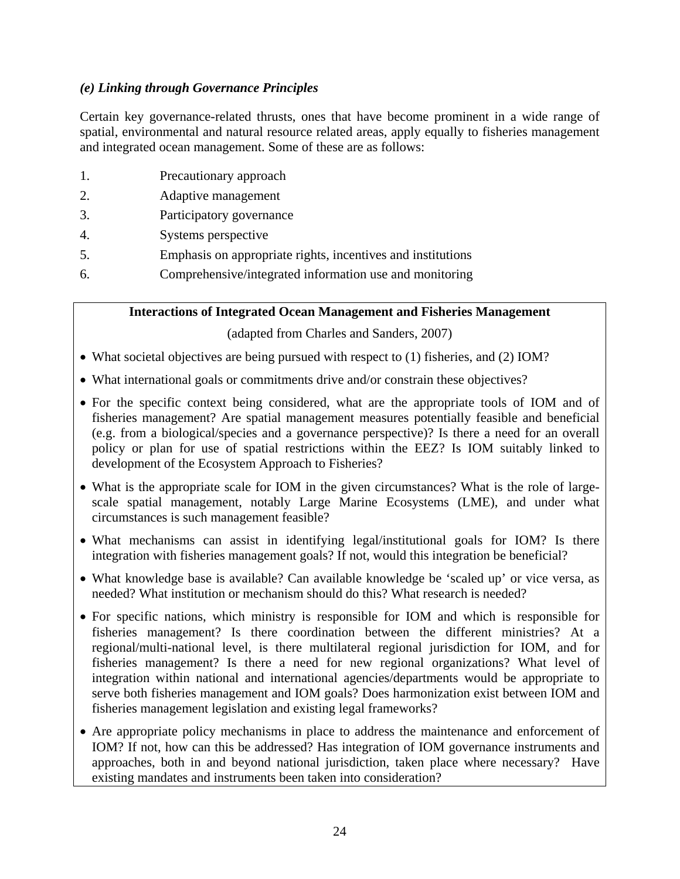*(e) Linking through Governance Principles*

Certain key governance-related thrusts, ones that have become prominent in a wide range of spatial, environmental and natural resource related areas, apply equally to fisheries management and integrated ocean management. Some of these are as follows:

1. Precautionary approach
2. Adaptive management
3. Participatory governance
4. Systems perspective
5. Emphasis on appropriate rights, incentives and institutions
6. Comprehensive/integrated information use and monitoring

**Interactions of Integrated Ocean Management and Fisheries Management**

(adapted from Charles and Sanders, 2007)

- What societal objectives are being pursued with respect to (1) fisheries, and (2) IOM?
- What international goals or commitments drive and/or constrain these objectives?
- For the specific context being considered, what are the appropriate tools of IOM and of fisheries management? Are spatial management measures potentially feasible and beneficial (e.g. from a biological/species and a governance perspective)? Is there a need for an overall policy or plan for use of spatial restrictions within the EEZ? Is IOM suitably linked to development of the Ecosystem Approach to Fisheries?
- What is the appropriate scale for IOM in the given circumstances? What is the role of large-scale spatial management, notably Large Marine Ecosystems (LME), and under what circumstances is such management feasible?
- What mechanisms can assist in identifying legal/institutional goals for IOM? Is there integration with fisheries management goals? If not, would this integration be beneficial?
- What knowledge base is available? Can available knowledge be 'scaled up' or vice versa, as needed? What institution or mechanism should do this? What research is needed?
- For specific nations, which ministry is responsible for IOM and which is responsible for fisheries management? Is there coordination between the different ministries? At a regional/multi-national level, is there multilateral regional jurisdiction for IOM, and for fisheries management? Is there a need for new regional organizations? What level of integration within national and international agencies/departments would be appropriate to serve both fisheries management and IOM goals? Does harmonization exist between IOM and fisheries management legislation and existing legal frameworks?
- Are appropriate policy mechanisms in place to address the maintenance and enforcement of IOM? If not, how can this be addressed? Has integration of IOM governance instruments and approaches, both in and beyond national jurisdiction, taken place where necessary? Have existing mandates and instruments been taken into consideration?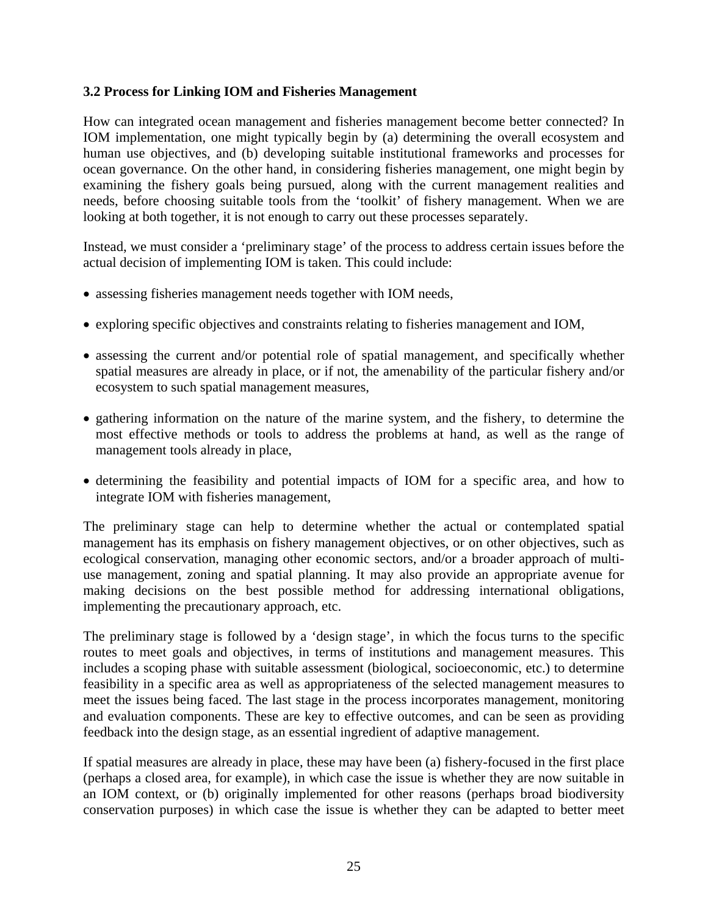### 3.2 Process for Linking IOM and Fisheries Management

How can integrated ocean management and fisheries management become better connected? In IOM implementation, one might typically begin by (a) determining the overall ecosystem and human use objectives, and (b) developing suitable institutional frameworks and processes for ocean governance. On the other hand, in considering fisheries management, one might begin by examining the fishery goals being pursued, along with the current management realities and needs, before choosing suitable tools from the 'toolkit' of fishery management. When we are looking at both together, it is not enough to carry out these processes separately.

Instead, we must consider a 'preliminary stage' of the process to address certain issues before the actual decision of implementing IOM is taken. This could include:

- assessing fisheries management needs together with IOM needs,
- exploring specific objectives and constraints relating to fisheries management and IOM,
- assessing the current and/or potential role of spatial management, and specifically whether spatial measures are already in place, or if not, the amenability of the particular fishery and/or ecosystem to such spatial management measures,
- gathering information on the nature of the marine system, and the fishery, to determine the most effective methods or tools to address the problems at hand, as well as the range of management tools already in place,
- determining the feasibility and potential impacts of IOM for a specific area, and how to integrate IOM with fisheries management,

The preliminary stage can help to determine whether the actual or contemplated spatial management has its emphasis on fishery management objectives, or on other objectives, such as ecological conservation, managing other economic sectors, and/or a broader approach of multi-use management, zoning and spatial planning. It may also provide an appropriate avenue for making decisions on the best possible method for addressing international obligations, implementing the precautionary approach, etc.

The preliminary stage is followed by a 'design stage', in which the focus turns to the specific routes to meet goals and objectives, in terms of institutions and management measures. This includes a scoping phase with suitable assessment (biological, socioeconomic, etc.) to determine feasibility in a specific area as well as appropriateness of the selected management measures to meet the issues being faced. The last stage in the process incorporates management, monitoring and evaluation components. These are key to effective outcomes, and can be seen as providing feedback into the design stage, as an essential ingredient of adaptive management.

If spatial measures are already in place, these may have been (a) fishery-focused in the first place (perhaps a closed area, for example), in which case the issue is whether they are now suitable in an IOM context, or (b) originally implemented for other reasons (perhaps broad biodiversity conservation purposes) in which case the issue is whether they can be adapted to better meet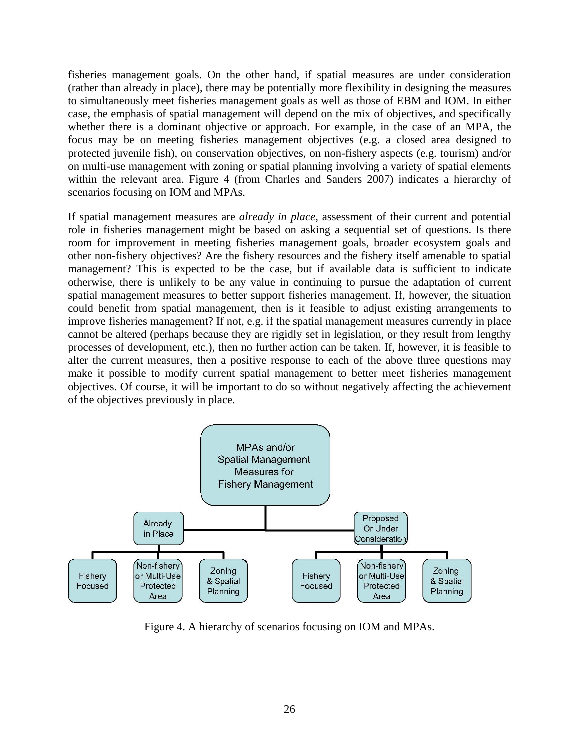fisheries management goals. On the other hand, if spatial measures are under consideration (rather than already in place), there may be potentially more flexibility in designing the measures to simultaneously meet fisheries management goals as well as those of EBM and IOM. In either case, the emphasis of spatial management will depend on the mix of objectives, and specifically whether there is a dominant objective or approach. For example, in the case of an MPA, the focus may be on meeting fisheries management objectives (e.g. a closed area designed to protected juvenile fish), on conservation objectives, on non-fishery aspects (e.g. tourism) and/or on multi-use management with zoning or spatial planning involving a variety of spatial elements within the relevant area. Figure 4 (from Charles and Sanders 2007) indicates a hierarchy of scenarios focusing on IOM and MPAs.

If spatial management measures are *already in place*, assessment of their current and potential role in fisheries management might be based on asking a sequential set of questions. Is there room for improvement in meeting fisheries management goals, broader ecosystem goals and other non-fishery objectives? Are the fishery resources and the fishery itself amenable to spatial management? This is expected to be the case, but if available data is sufficient to indicate otherwise, there is unlikely to be any value in continuing to pursue the adaptation of current spatial management measures to better support fisheries management. If, however, the situation could benefit from spatial management, then is it feasible to adjust existing arrangements to improve fisheries management? If not, e.g. if the spatial management measures currently in place cannot be altered (perhaps because they are rigidly set in legislation, or they result from lengthy processes of development, etc.), then no further action can be taken. If, however, it is feasible to alter the current measures, then a positive response to each of the above three questions may make it possible to modify current spatial management to better meet fisheries management objectives. Of course, it will be important to do so without negatively affecting the achievement of the objectives previously in place.

Figure 4. A hierarchy of scenarios focusing on IOM and MPAs.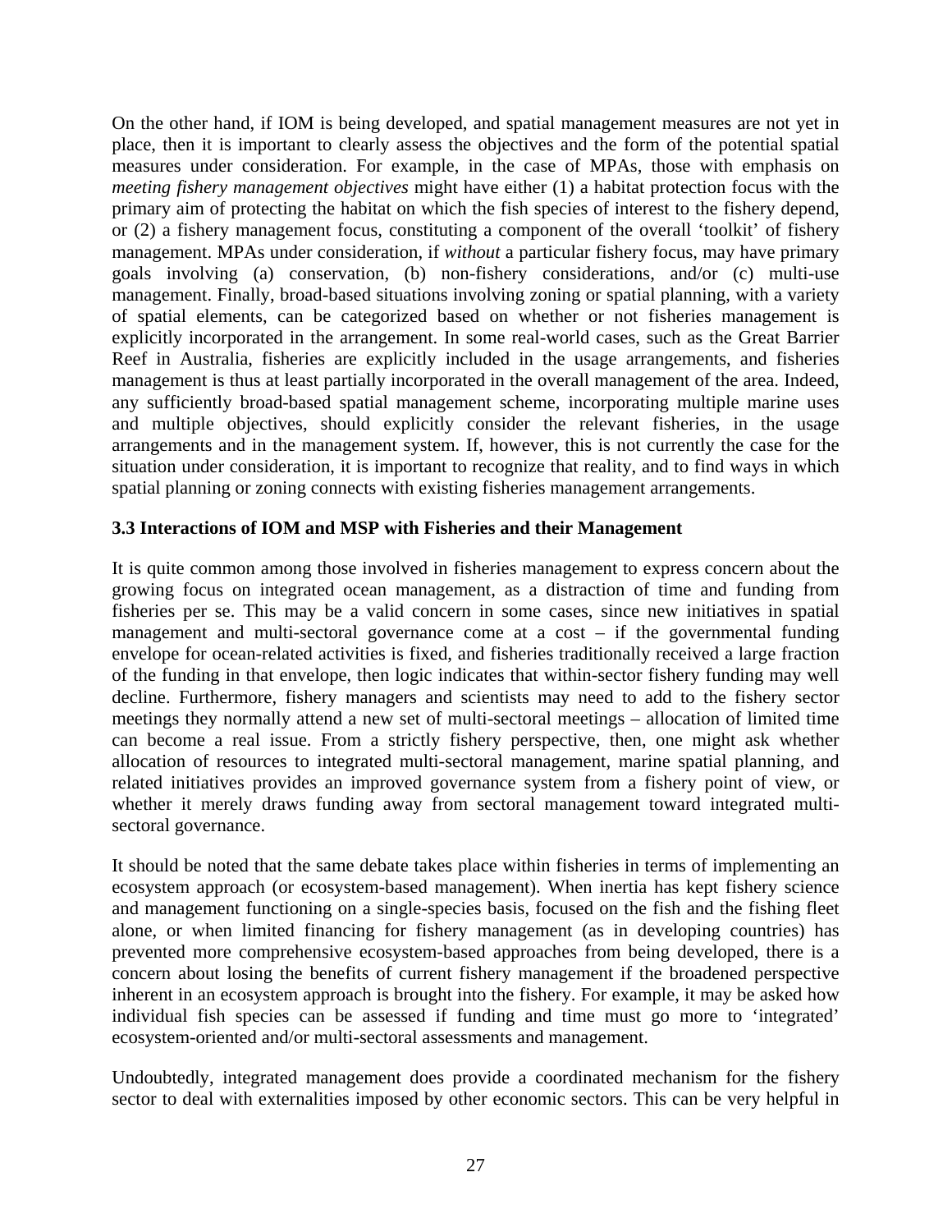On the other hand, if IOM is being developed, and spatial management measures are not yet in place, then it is important to clearly assess the objectives and the form of the potential spatial measures under consideration. For example, in the case of MPAs, those with emphasis on *meeting fishery management objectives* might have either (1) a habitat protection focus with the primary aim of protecting the habitat on which the fish species of interest to the fishery depend, or (2) a fishery management focus, constituting a component of the overall 'toolkit' of fishery management. MPAs under consideration, if *without* a particular fishery focus, may have primary goals involving (a) conservation, (b) non-fishery considerations, and/or (c) multi-use management. Finally, broad-based situations involving zoning or spatial planning, with a variety of spatial elements, can be categorized based on whether or not fisheries management is explicitly incorporated in the arrangement. In some real-world cases, such as the Great Barrier Reef in Australia, fisheries are explicitly included in the usage arrangements, and fisheries management is thus at least partially incorporated in the overall management of the area. Indeed, any sufficiently broad-based spatial management scheme, incorporating multiple marine uses and multiple objectives, should explicitly consider the relevant fisheries, in the usage arrangements and in the management system. If, however, this is not currently the case for the situation under consideration, it is important to recognize that reality, and to find ways in which spatial planning or zoning connects with existing fisheries management arrangements.

### 3.3 Interactions of IOM and MSP with Fisheries and their Management

It is quite common among those involved in fisheries management to express concern about the growing focus on integrated ocean management, as a distraction of time and funding from fisheries per se. This may be a valid concern in some cases, since new initiatives in spatial management and multi-sectoral governance come at a cost – if the governmental funding envelope for ocean-related activities is fixed, and fisheries traditionally received a large fraction of the funding in that envelope, then logic indicates that within-sector fishery funding may well decline. Furthermore, fishery managers and scientists may need to add to the fishery sector meetings they normally attend a new set of multi-sectoral meetings – allocation of limited time can become a real issue. From a strictly fishery perspective, then, one might ask whether allocation of resources to integrated multi-sectoral management, marine spatial planning, and related initiatives provides an improved governance system from a fishery point of view, or whether it merely draws funding away from sectoral management toward integrated multi-sectoral governance.

It should be noted that the same debate takes place within fisheries in terms of implementing an ecosystem approach (or ecosystem-based management). When inertia has kept fishery science and management functioning on a single-species basis, focused on the fish and the fishing fleet alone, or when limited financing for fishery management (as in developing countries) has prevented more comprehensive ecosystem-based approaches from being developed, there is a concern about losing the benefits of current fishery management if the broadened perspective inherent in an ecosystem approach is brought into the fishery. For example, it may be asked how individual fish species can be assessed if funding and time must go more to 'integrated' ecosystem-oriented and/or multi-sectoral assessments and management.

Undoubtedly, integrated management does provide a coordinated mechanism for the fishery sector to deal with externalities imposed by other economic sectors. This can be very helpful in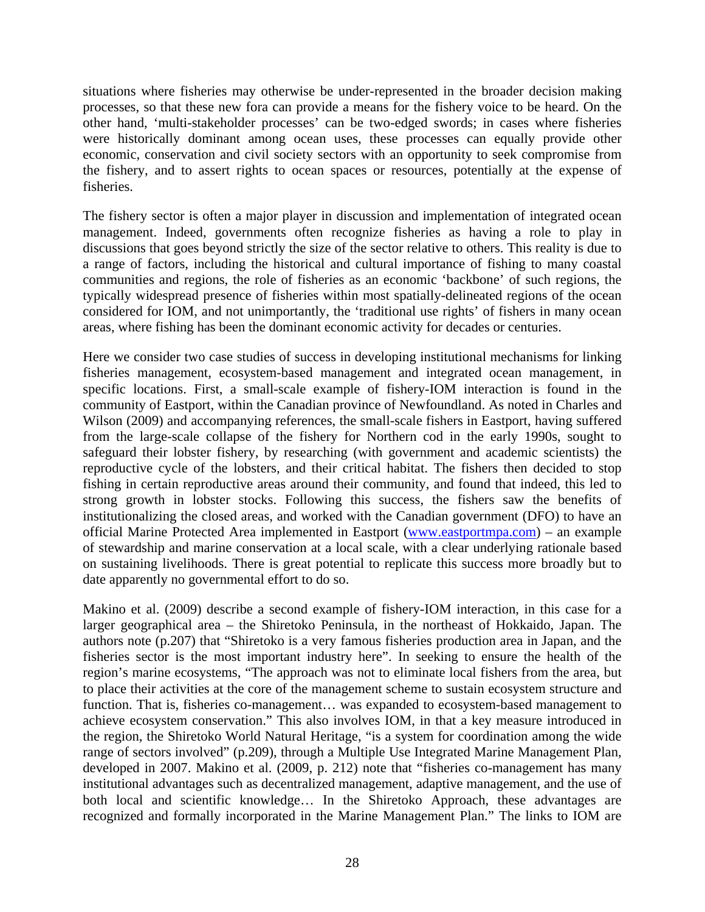situations where fisheries may otherwise be under-represented in the broader decision making processes, so that these new fora can provide a means for the fishery voice to be heard. On the other hand, 'multi-stakeholder processes' can be two-edged swords; in cases where fisheries were historically dominant among ocean uses, these processes can equally provide other economic, conservation and civil society sectors with an opportunity to seek compromise from the fishery, and to assert rights to ocean spaces or resources, potentially at the expense of fisheries.

The fishery sector is often a major player in discussion and implementation of integrated ocean management. Indeed, governments often recognize fisheries as having a role to play in discussions that goes beyond strictly the size of the sector relative to others. This reality is due to a range of factors, including the historical and cultural importance of fishing to many coastal communities and regions, the role of fisheries as an economic 'backbone' of such regions, the typically widespread presence of fisheries within most spatially-delineated regions of the ocean considered for IOM, and not unimportantly, the 'traditional use rights' of fishers in many ocean areas, where fishing has been the dominant economic activity for decades or centuries.

Here we consider two case studies of success in developing institutional mechanisms for linking fisheries management, ecosystem-based management and integrated ocean management, in specific locations. First, a small-scale example of fishery-IOM interaction is found in the community of Eastport, within the Canadian province of Newfoundland. As noted in Charles and Wilson (2009) and accompanying references, the small-scale fishers in Eastport, having suffered from the large-scale collapse of the fishery for Northern cod in the early 1990s, sought to safeguard their lobster fishery, by researching (with government and academic scientists) the reproductive cycle of the lobsters, and their critical habitat. The fishers then decided to stop fishing in certain reproductive areas around their community, and found that indeed, this led to strong growth in lobster stocks. Following this success, the fishers saw the benefits of institutionalizing the closed areas, and worked with the Canadian government (DFO) to have an official Marine Protected Area implemented in Eastport (www.eastportmpa.com) – an example of stewardship and marine conservation at a local scale, with a clear underlying rationale based on sustaining livelihoods. There is great potential to replicate this success more broadly but to date apparently no governmental effort to do so.

Makino et al. (2009) describe a second example of fishery-IOM interaction, in this case for a larger geographical area – the Shiretoko Peninsula, in the northeast of Hokkaido, Japan. The authors note (p.207) that "Shiretoko is a very famous fisheries production area in Japan, and the fisheries sector is the most important industry here". In seeking to ensure the health of the region's marine ecosystems, "The approach was not to eliminate local fishers from the area, but to place their activities at the core of the management scheme to sustain ecosystem structure and function. That is, fisheries co-management… was expanded to ecosystem-based management to achieve ecosystem conservation." This also involves IOM, in that a key measure introduced in the region, the Shiretoko World Natural Heritage, "is a system for coordination among the wide range of sectors involved" (p.209), through a Multiple Use Integrated Marine Management Plan, developed in 2007. Makino et al. (2009, p. 212) note that "fisheries co-management has many institutional advantages such as decentralized management, adaptive management, and the use of both local and scientific knowledge… In the Shiretoko Approach, these advantages are recognized and formally incorporated in the Marine Management Plan." The links to IOM are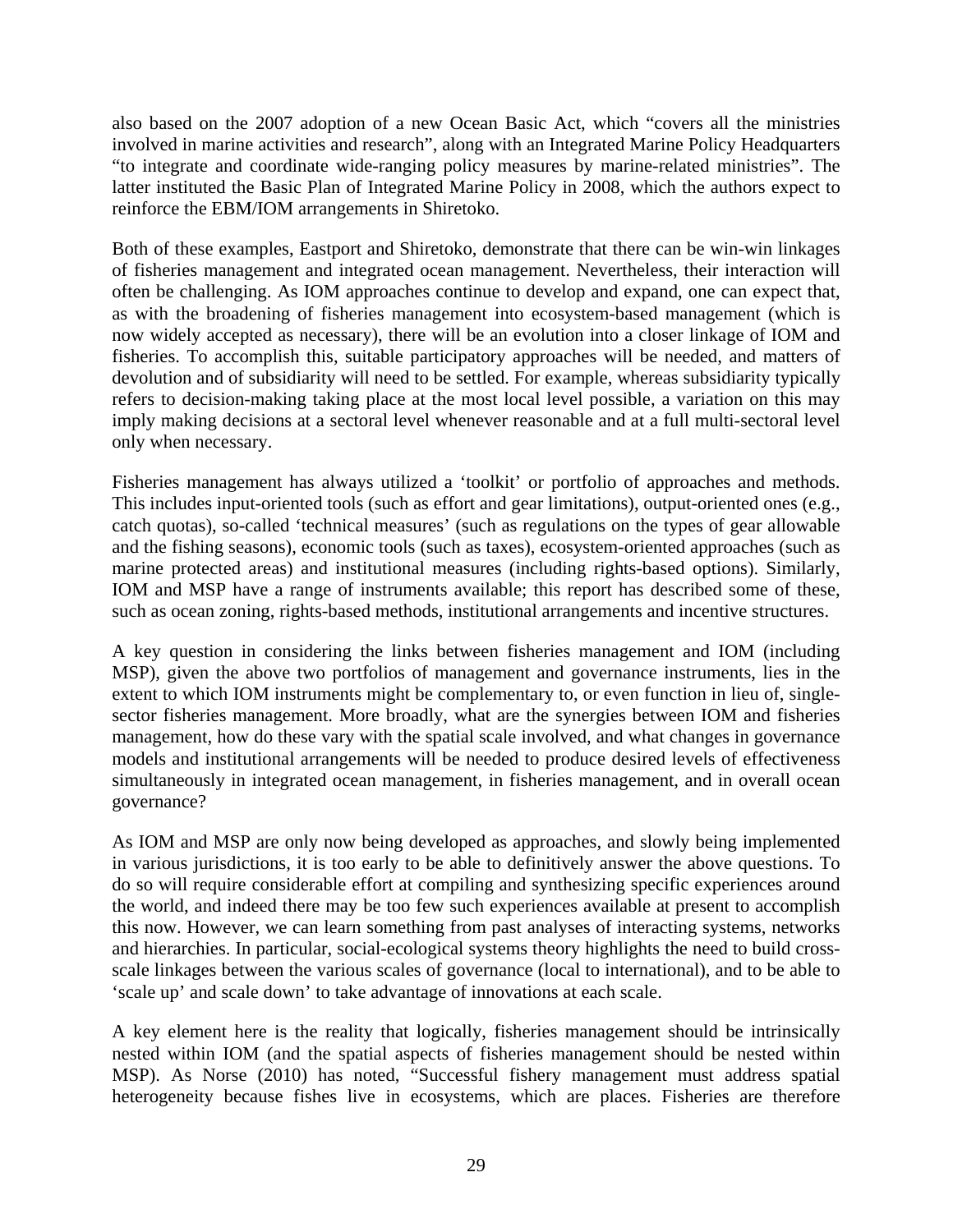also based on the 2007 adoption of a new Ocean Basic Act, which "covers all the ministries involved in marine activities and research", along with an Integrated Marine Policy Headquarters "to integrate and coordinate wide-ranging policy measures by marine-related ministries". The latter instituted the Basic Plan of Integrated Marine Policy in 2008, which the authors expect to reinforce the EBM/IOM arrangements in Shiretoko.

Both of these examples, Eastport and Shiretoko, demonstrate that there can be win-win linkages of fisheries management and integrated ocean management. Nevertheless, their interaction will often be challenging. As IOM approaches continue to develop and expand, one can expect that, as with the broadening of fisheries management into ecosystem-based management (which is now widely accepted as necessary), there will be an evolution into a closer linkage of IOM and fisheries. To accomplish this, suitable participatory approaches will be needed, and matters of devolution and of subsidiarity will need to be settled. For example, whereas subsidiarity typically refers to decision-making taking place at the most local level possible, a variation on this may imply making decisions at a sectoral level whenever reasonable and at a full multi-sectoral level only when necessary.

Fisheries management has always utilized a 'toolkit' or portfolio of approaches and methods. This includes input-oriented tools (such as effort and gear limitations), output-oriented ones (e.g., catch quotas), so-called 'technical measures' (such as regulations on the types of gear allowable and the fishing seasons), economic tools (such as taxes), ecosystem-oriented approaches (such as marine protected areas) and institutional measures (including rights-based options). Similarly, IOM and MSP have a range of instruments available; this report has described some of these, such as ocean zoning, rights-based methods, institutional arrangements and incentive structures.

A key question in considering the links between fisheries management and IOM (including MSP), given the above two portfolios of management and governance instruments, lies in the extent to which IOM instruments might be complementary to, or even function in lieu of, single-sector fisheries management. More broadly, what are the synergies between IOM and fisheries management, how do these vary with the spatial scale involved, and what changes in governance models and institutional arrangements will be needed to produce desired levels of effectiveness simultaneously in integrated ocean management, in fisheries management, and in overall ocean governance?

As IOM and MSP are only now being developed as approaches, and slowly being implemented in various jurisdictions, it is too early to be able to definitively answer the above questions. To do so will require considerable effort at compiling and synthesizing specific experiences around the world, and indeed there may be too few such experiences available at present to accomplish this now. However, we can learn something from past analyses of interacting systems, networks and hierarchies. In particular, social-ecological systems theory highlights the need to build cross-scale linkages between the various scales of governance (local to international), and to be able to 'scale up' and scale down' to take advantage of innovations at each scale.

A key element here is the reality that logically, fisheries management should be intrinsically nested within IOM (and the spatial aspects of fisheries management should be nested within MSP). As Norse (2010) has noted, "Successful fishery management must address spatial heterogeneity because fishes live in ecosystems, which are places. Fisheries are therefore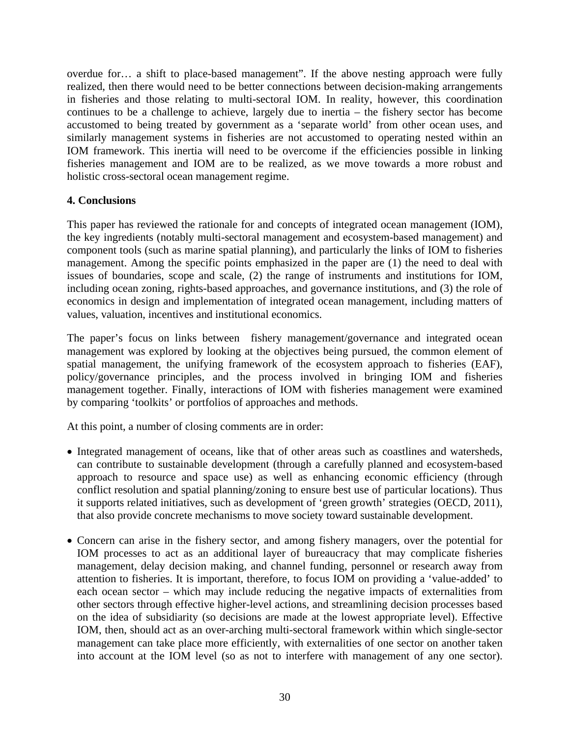overdue for… a shift to place-based management". If the above nesting approach were fully realized, then there would need to be better connections between decision-making arrangements in fisheries and those relating to multi-sectoral IOM. In reality, however, this coordination continues to be a challenge to achieve, largely due to inertia – the fishery sector has become accustomed to being treated by government as a 'separate world' from other ocean uses, and similarly management systems in fisheries are not accustomed to operating nested within an IOM framework. This inertia will need to be overcome if the efficiencies possible in linking fisheries management and IOM are to be realized, as we move towards a more robust and holistic cross-sectoral ocean management regime.

**4. Conclusions**

This paper has reviewed the rationale for and concepts of integrated ocean management (IOM), the key ingredients (notably multi-sectoral management and ecosystem-based management) and component tools (such as marine spatial planning), and particularly the links of IOM to fisheries management. Among the specific points emphasized in the paper are (1) the need to deal with issues of boundaries, scope and scale, (2) the range of instruments and institutions for IOM, including ocean zoning, rights-based approaches, and governance institutions, and (3) the role of economics in design and implementation of integrated ocean management, including matters of values, valuation, incentives and institutional economics.

The paper's focus on links between fishery management/governance and integrated ocean management was explored by looking at the objectives being pursued, the common element of spatial management, the unifying framework of the ecosystem approach to fisheries (EAF), policy/governance principles, and the process involved in bringing IOM and fisheries management together. Finally, interactions of IOM with fisheries management were examined by comparing 'toolkits' or portfolios of approaches and methods.

At this point, a number of closing comments are in order:

- Integrated management of oceans, like that of other areas such as coastlines and watersheds, can contribute to sustainable development (through a carefully planned and ecosystem-based approach to resource and space use) as well as enhancing economic efficiency (through conflict resolution and spatial planning/zoning to ensure best use of particular locations). Thus it supports related initiatives, such as development of 'green growth' strategies (OECD, 2011), that also provide concrete mechanisms to move society toward sustainable development.

- Concern can arise in the fishery sector, and among fishery managers, over the potential for IOM processes to act as an additional layer of bureaucracy that may complicate fisheries management, delay decision making, and channel funding, personnel or research away from attention to fisheries. It is important, therefore, to focus IOM on providing a 'value-added' to each ocean sector – which may include reducing the negative impacts of externalities from other sectors through effective higher-level actions, and streamlining decision processes based on the idea of subsidiarity (so decisions are made at the lowest appropriate level). Effective IOM, then, should act as an over-arching multi-sectoral framework within which single-sector management can take place more efficiently, with externalities of one sector on another taken into account at the IOM level (so as not to interfere with management of any one sector).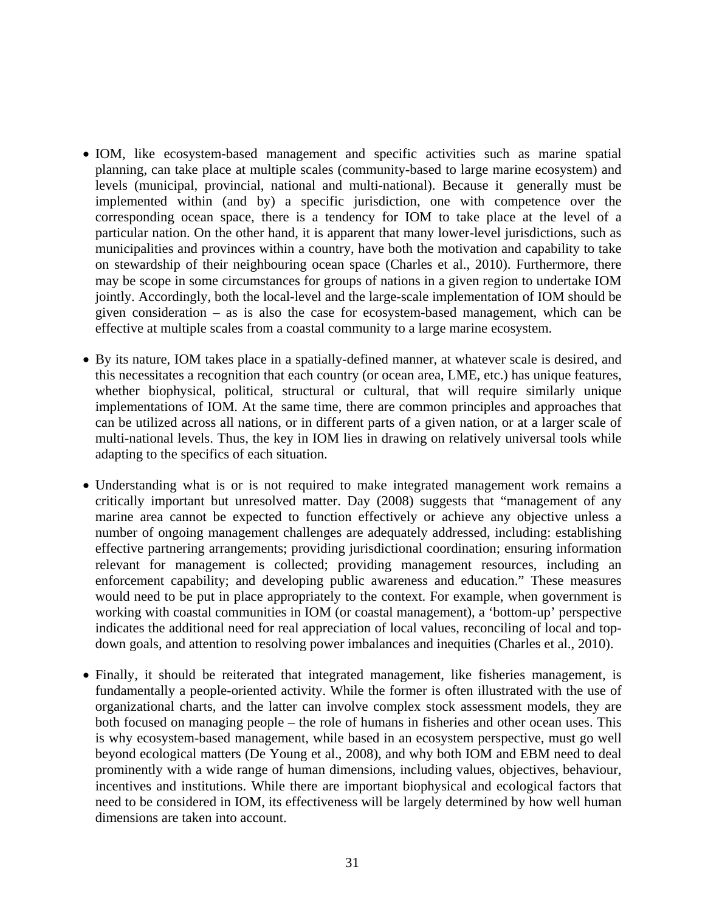- IOM, like ecosystem-based management and specific activities such as marine spatial planning, can take place at multiple scales (community-based to large marine ecosystem) and levels (municipal, provincial, national and multi-national). Because it generally must be implemented within (and by) a specific jurisdiction, one with competence over the corresponding ocean space, there is a tendency for IOM to take place at the level of a particular nation. On the other hand, it is apparent that many lower-level jurisdictions, such as municipalities and provinces within a country, have both the motivation and capability to take on stewardship of their neighbouring ocean space (Charles et al., 2010). Furthermore, there may be scope in some circumstances for groups of nations in a given region to undertake IOM jointly. Accordingly, both the local-level and the large-scale implementation of IOM should be given consideration – as is also the case for ecosystem-based management, which can be effective at multiple scales from a coastal community to a large marine ecosystem.

- By its nature, IOM takes place in a spatially-defined manner, at whatever scale is desired, and this necessitates a recognition that each country (or ocean area, LME, etc.) has unique features, whether biophysical, political, structural or cultural, that will require similarly unique implementations of IOM. At the same time, there are common principles and approaches that can be utilized across all nations, or in different parts of a given nation, or at a larger scale of multi-national levels. Thus, the key in IOM lies in drawing on relatively universal tools while adapting to the specifics of each situation.

- Understanding what is or is not required to make integrated management work remains a critically important but unresolved matter. Day (2008) suggests that "management of any marine area cannot be expected to function effectively or achieve any objective unless a number of ongoing management challenges are adequately addressed, including: establishing effective partnering arrangements; providing jurisdictional coordination; ensuring information relevant for management is collected; providing management resources, including an enforcement capability; and developing public awareness and education." These measures would need to be put in place appropriately to the context. For example, when government is working with coastal communities in IOM (or coastal management), a 'bottom-up' perspective indicates the additional need for real appreciation of local values, reconciling of local and top-down goals, and attention to resolving power imbalances and inequities (Charles et al., 2010).

- Finally, it should be reiterated that integrated management, like fisheries management, is fundamentally a people-oriented activity. While the former is often illustrated with the use of organizational charts, and the latter can involve complex stock assessment models, they are both focused on managing people – the role of humans in fisheries and other ocean uses. This is why ecosystem-based management, while based in an ecosystem perspective, must go well beyond ecological matters (De Young et al., 2008), and why both IOM and EBM need to deal prominently with a wide range of human dimensions, including values, objectives, behaviour, incentives and institutions. While there are important biophysical and ecological factors that need to be considered in IOM, its effectiveness will be largely determined by how well human dimensions are taken into account.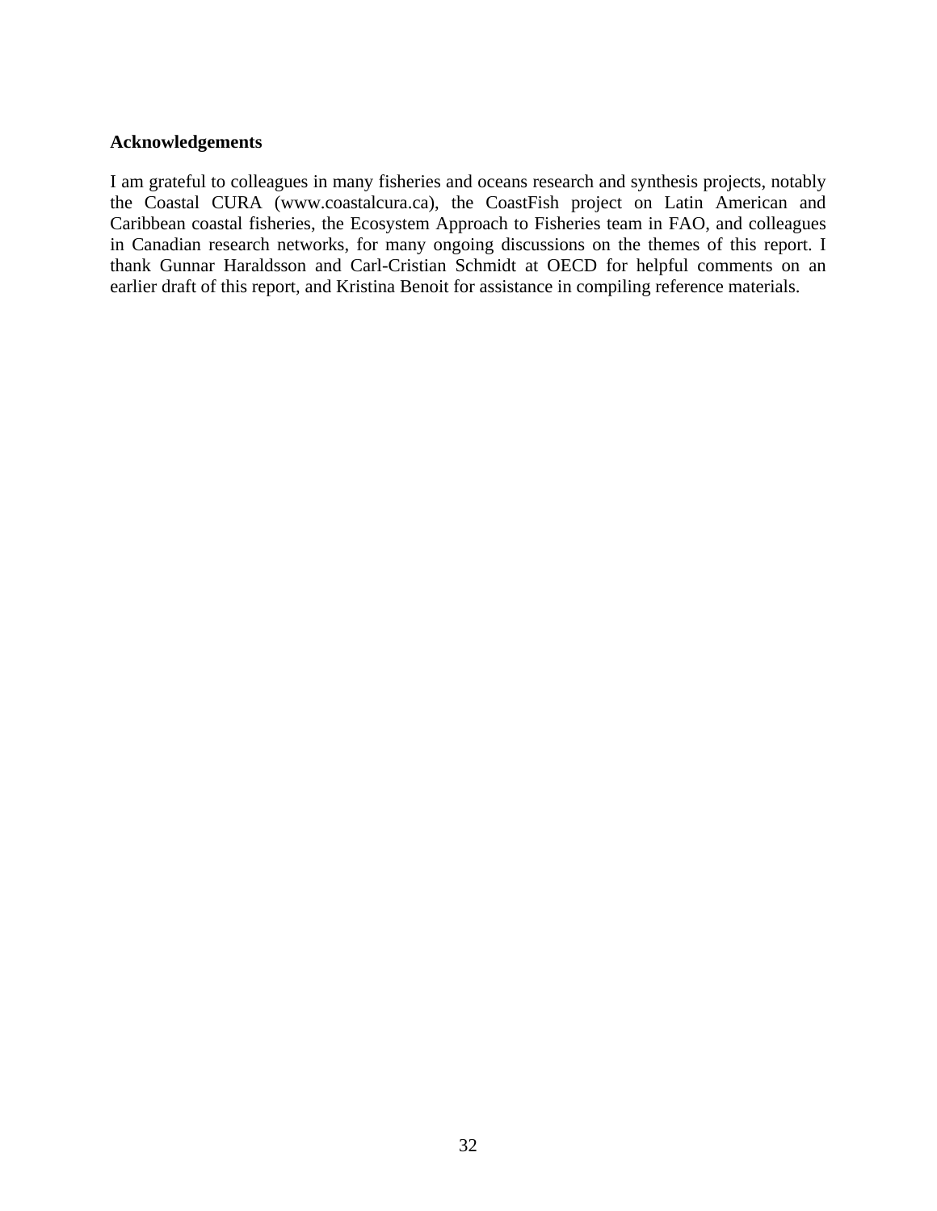**Acknowledgements**

I am grateful to colleagues in many fisheries and oceans research and synthesis projects, notably the Coastal CURA (www.coastalcura.ca), the CoastFish project on Latin American and Caribbean coastal fisheries, the Ecosystem Approach to Fisheries team in FAO, and colleagues in Canadian research networks, for many ongoing discussions on the themes of this report. I thank Gunnar Haraldsson and Carl-Cristian Schmidt at OECD for helpful comments on an earlier draft of this report, and Kristina Benoit for assistance in compiling reference materials.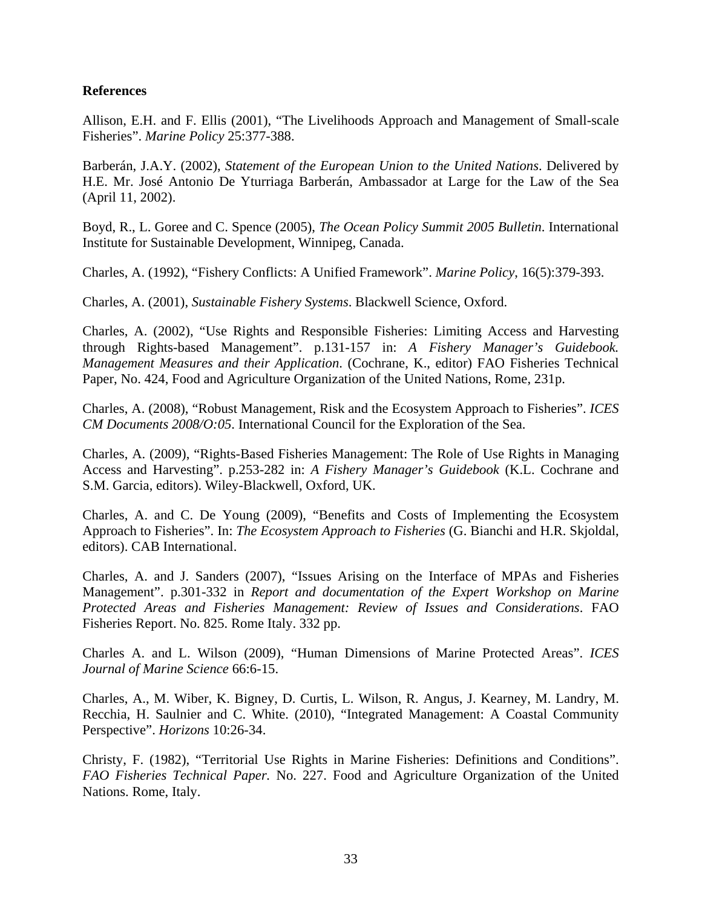## References

Allison, E.H. and F. Ellis (2001), "The Livelihoods Approach and Management of Small-scale Fisheries". *Marine Policy* 25:377-388.

Barberán, J.A.Y. (2002), *Statement of the European Union to the United Nations*. Delivered by H.E. Mr. José Antonio De Yturriaga Barberán, Ambassador at Large for the Law of the Sea (April 11, 2002).

Boyd, R., L. Goree and C. Spence (2005), *The Ocean Policy Summit 2005 Bulletin*. International Institute for Sustainable Development, Winnipeg, Canada.

Charles, A. (1992), "Fishery Conflicts: A Unified Framework". *Marine Policy*, 16(5):379-393.

Charles, A. (2001), *Sustainable Fishery Systems*. Blackwell Science, Oxford.

Charles, A. (2002), "Use Rights and Responsible Fisheries: Limiting Access and Harvesting through Rights-based Management". p.131-157 in: *A Fishery Manager's Guidebook. Management Measures and their Application*. (Cochrane, K., editor) FAO Fisheries Technical Paper, No. 424, Food and Agriculture Organization of the United Nations, Rome, 231p.

Charles, A. (2008), "Robust Management, Risk and the Ecosystem Approach to Fisheries". *ICES CM Documents 2008/O:05*. International Council for the Exploration of the Sea.

Charles, A. (2009), "Rights-Based Fisheries Management: The Role of Use Rights in Managing Access and Harvesting". p.253-282 in: *A Fishery Manager's Guidebook* (K.L. Cochrane and S.M. Garcia, editors). Wiley-Blackwell, Oxford, UK.

Charles, A. and C. De Young (2009), "Benefits and Costs of Implementing the Ecosystem Approach to Fisheries". In: *The Ecosystem Approach to Fisheries* (G. Bianchi and H.R. Skjoldal, editors). CAB International.

Charles, A. and J. Sanders (2007), "Issues Arising on the Interface of MPAs and Fisheries Management". p.301-332 in *Report and documentation of the Expert Workshop on Marine Protected Areas and Fisheries Management: Review of Issues and Considerations*. FAO Fisheries Report. No. 825. Rome Italy. 332 pp.

Charles A. and L. Wilson (2009), "Human Dimensions of Marine Protected Areas". *ICES Journal of Marine Science* 66:6-15.

Charles, A., M. Wiber, K. Bigney, D. Curtis, L. Wilson, R. Angus, J. Kearney, M. Landry, M. Recchia, H. Saulnier and C. White. (2010), "Integrated Management: A Coastal Community Perspective". *Horizons* 10:26-34.

Christy, F. (1982), "Territorial Use Rights in Marine Fisheries: Definitions and Conditions". *FAO Fisheries Technical Paper.* No. 227. Food and Agriculture Organization of the United Nations. Rome, Italy.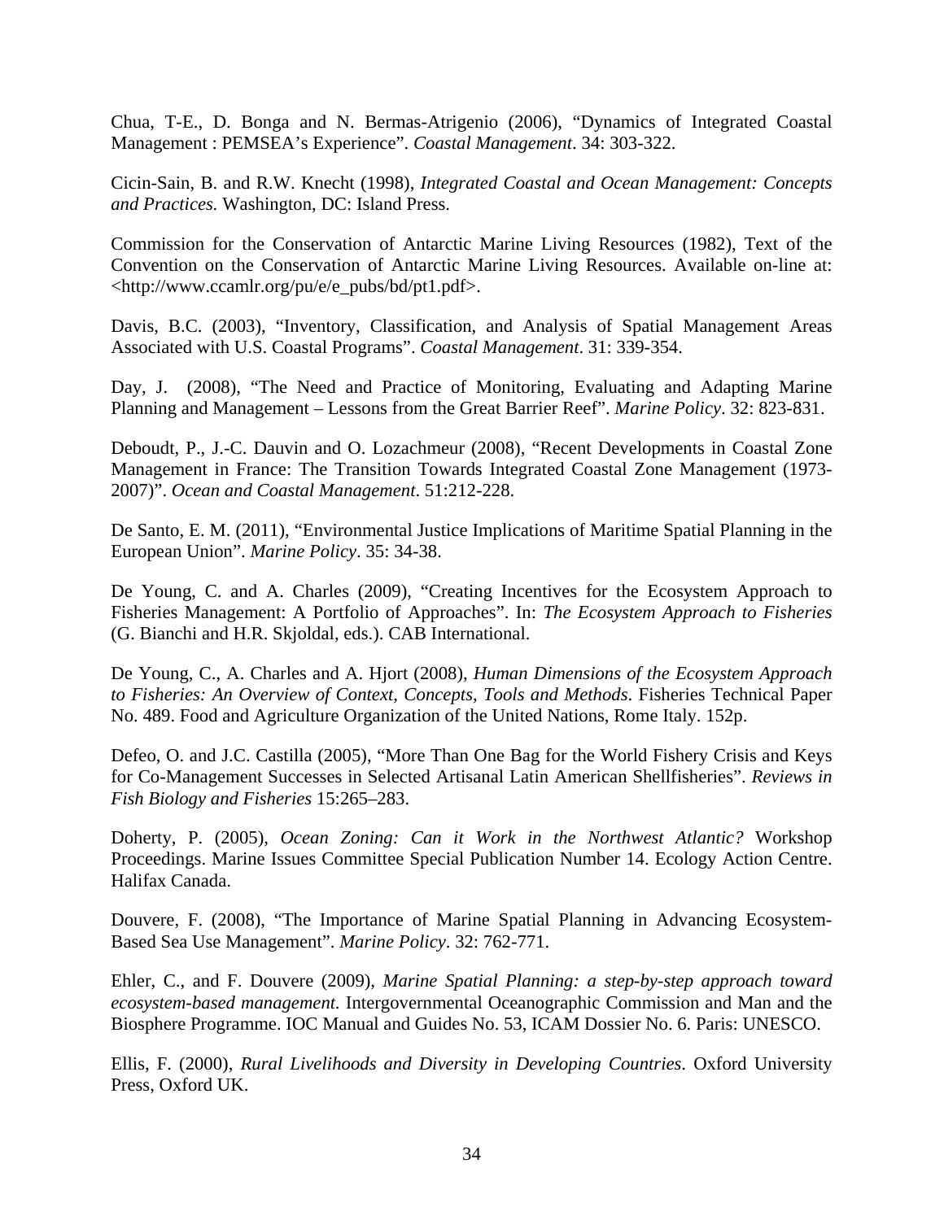Chua, T-E., D. Bonga and N. Bermas-Atrigenio (2006), "Dynamics of Integrated Coastal Management : PEMSEA's Experience". *Coastal Management*. 34: 303-322.

Cicin-Sain, B. and R.W. Knecht (1998), *Integrated Coastal and Ocean Management: Concepts and Practices.* Washington, DC: Island Press.

Commission for the Conservation of Antarctic Marine Living Resources (1982), Text of the Convention on the Conservation of Antarctic Marine Living Resources. Available on-line at: <http://www.ccamlr.org/pu/e/e_pubs/bd/pt1.pdf>.

Davis, B.C. (2003), "Inventory, Classification, and Analysis of Spatial Management Areas Associated with U.S. Coastal Programs". *Coastal Management*. 31: 339-354.

Day, J. (2008), "The Need and Practice of Monitoring, Evaluating and Adapting Marine Planning and Management – Lessons from the Great Barrier Reef". *Marine Policy*. 32: 823-831.

Deboudt, P., J.-C. Dauvin and O. Lozachmeur (2008), "Recent Developments in Coastal Zone Management in France: The Transition Towards Integrated Coastal Zone Management (1973-2007)". *Ocean and Coastal Management*. 51:212-228.

De Santo, E. M. (2011), "Environmental Justice Implications of Maritime Spatial Planning in the European Union". *Marine Policy*. 35: 34-38.

De Young, C. and A. Charles (2009), "Creating Incentives for the Ecosystem Approach to Fisheries Management: A Portfolio of Approaches". In: *The Ecosystem Approach to Fisheries* (G. Bianchi and H.R. Skjoldal, eds.). CAB International.

De Young, C., A. Charles and A. Hjort (2008), *Human Dimensions of the Ecosystem Approach to Fisheries: An Overview of Context, Concepts, Tools and Methods*. Fisheries Technical Paper No. 489. Food and Agriculture Organization of the United Nations, Rome Italy. 152p.

Defeo, O. and J.C. Castilla (2005), "More Than One Bag for the World Fishery Crisis and Keys for Co-Management Successes in Selected Artisanal Latin American Shellfisheries". *Reviews in Fish Biology and Fisheries* 15:265–283.

Doherty, P. (2005), *Ocean Zoning: Can it Work in the Northwest Atlantic?* Workshop Proceedings. Marine Issues Committee Special Publication Number 14. Ecology Action Centre. Halifax Canada.

Douvere, F. (2008), "The Importance of Marine Spatial Planning in Advancing Ecosystem-Based Sea Use Management". *Marine Policy*. 32: 762-771.

Ehler, C., and F. Douvere (2009), *Marine Spatial Planning: a step-by-step approach toward ecosystem-based management.* Intergovernmental Oceanographic Commission and Man and the Biosphere Programme. IOC Manual and Guides No. 53, ICAM Dossier No. 6. Paris: UNESCO.

Ellis, F. (2000), *Rural Livelihoods and Diversity in Developing Countries*. Oxford University Press, Oxford UK.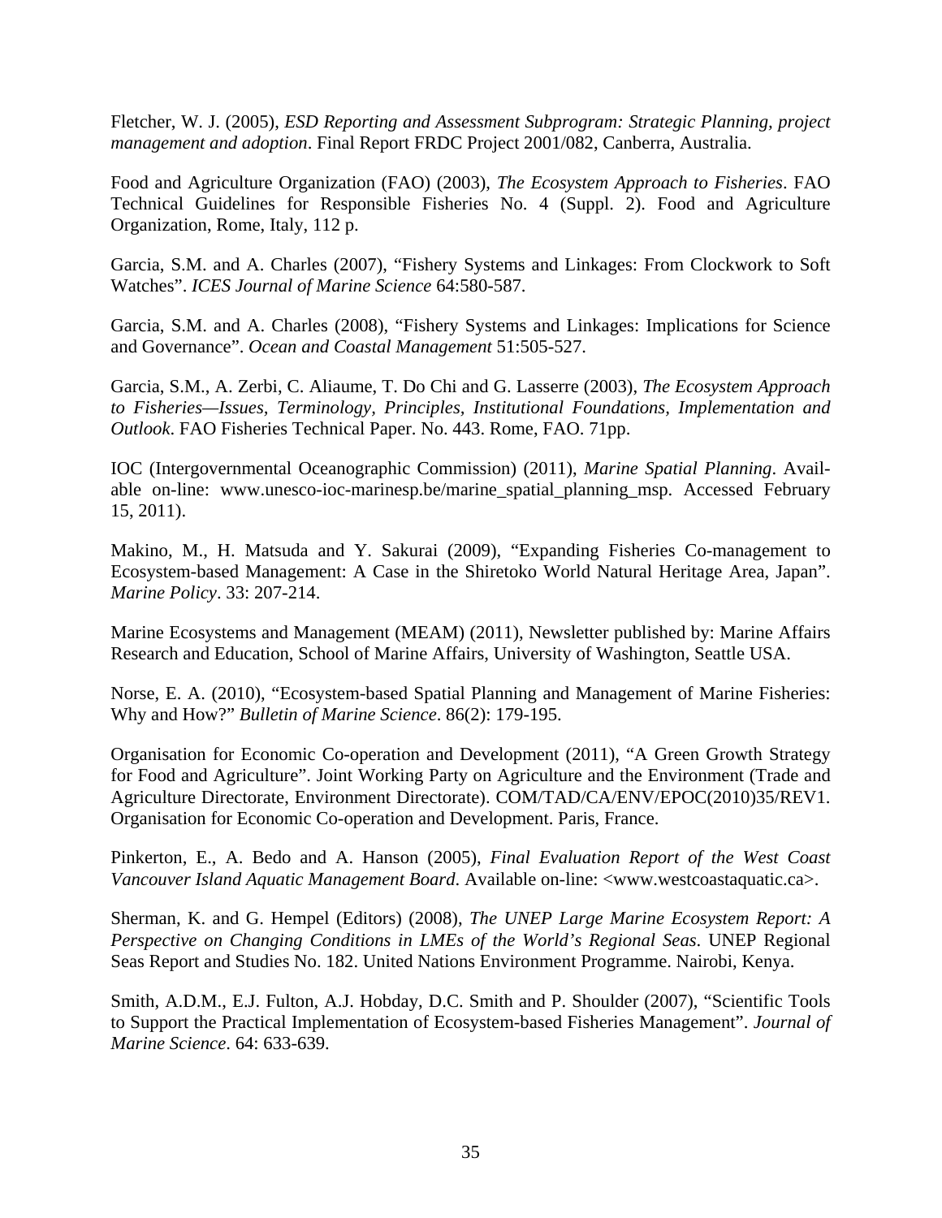Fletcher, W. J. (2005), *ESD Reporting and Assessment Subprogram: Strategic Planning, project management and adoption*. Final Report FRDC Project 2001/082, Canberra, Australia.

Food and Agriculture Organization (FAO) (2003), *The Ecosystem Approach to Fisheries*. FAO Technical Guidelines for Responsible Fisheries No. 4 (Suppl. 2). Food and Agriculture Organization, Rome, Italy, 112 p.

Garcia, S.M. and A. Charles (2007), "Fishery Systems and Linkages: From Clockwork to Soft Watches". *ICES Journal of Marine Science* 64:580-587.

Garcia, S.M. and A. Charles (2008), "Fishery Systems and Linkages: Implications for Science and Governance". *Ocean and Coastal Management* 51:505-527.

Garcia, S.M., A. Zerbi, C. Aliaume, T. Do Chi and G. Lasserre (2003), *The Ecosystem Approach to Fisheries—Issues, Terminology, Principles, Institutional Foundations, Implementation and Outlook*. FAO Fisheries Technical Paper. No. 443. Rome, FAO. 71pp.

IOC (Intergovernmental Oceanographic Commission) (2011), *Marine Spatial Planning*. Available on-line: www.unesco-ioc-marinesp.be/marine_spatial_planning_msp. Accessed February 15, 2011).

Makino, M., H. Matsuda and Y. Sakurai (2009), "Expanding Fisheries Co-management to Ecosystem-based Management: A Case in the Shiretoko World Natural Heritage Area, Japan". *Marine Policy*. 33: 207-214.

Marine Ecosystems and Management (MEAM) (2011), Newsletter published by: Marine Affairs Research and Education, School of Marine Affairs, University of Washington, Seattle USA.

Norse, E. A. (2010), "Ecosystem-based Spatial Planning and Management of Marine Fisheries: Why and How?" *Bulletin of Marine Science*. 86(2): 179-195.

Organisation for Economic Co-operation and Development (2011), "A Green Growth Strategy for Food and Agriculture". Joint Working Party on Agriculture and the Environment (Trade and Agriculture Directorate, Environment Directorate). COM/TAD/CA/ENV/EPOC(2010)35/REV1. Organisation for Economic Co-operation and Development. Paris, France.

Pinkerton, E., A. Bedo and A. Hanson (2005), *Final Evaluation Report of the West Coast Vancouver Island Aquatic Management Board*. Available on-line: <www.westcoastaquatic.ca>.

Sherman, K. and G. Hempel (Editors) (2008), *The UNEP Large Marine Ecosystem Report: A Perspective on Changing Conditions in LMEs of the World's Regional Seas*. UNEP Regional Seas Report and Studies No. 182. United Nations Environment Programme. Nairobi, Kenya.

Smith, A.D.M., E.J. Fulton, A.J. Hobday, D.C. Smith and P. Shoulder (2007), "Scientific Tools to Support the Practical Implementation of Ecosystem-based Fisheries Management". *Journal of Marine Science*. 64: 633-639.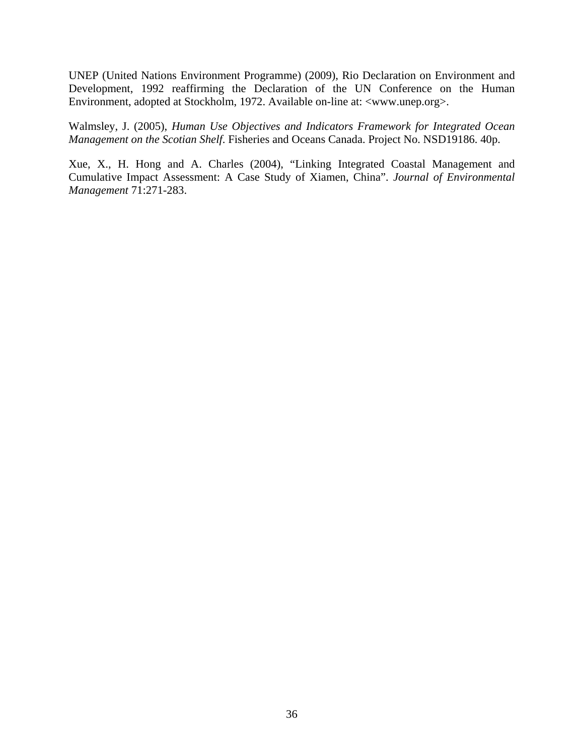UNEP (United Nations Environment Programme) (2009), Rio Declaration on Environment and Development, 1992 reaffirming the Declaration of the UN Conference on the Human Environment, adopted at Stockholm, 1972. Available on-line at: <www.unep.org>.

Walmsley, J. (2005), *Human Use Objectives and Indicators Framework for Integrated Ocean Management on the Scotian Shelf*. Fisheries and Oceans Canada. Project No. NSD19186. 40p.

Xue, X., H. Hong and A. Charles (2004), "Linking Integrated Coastal Management and Cumulative Impact Assessment: A Case Study of Xiamen, China". *Journal of Environmental Management* 71:271-283.